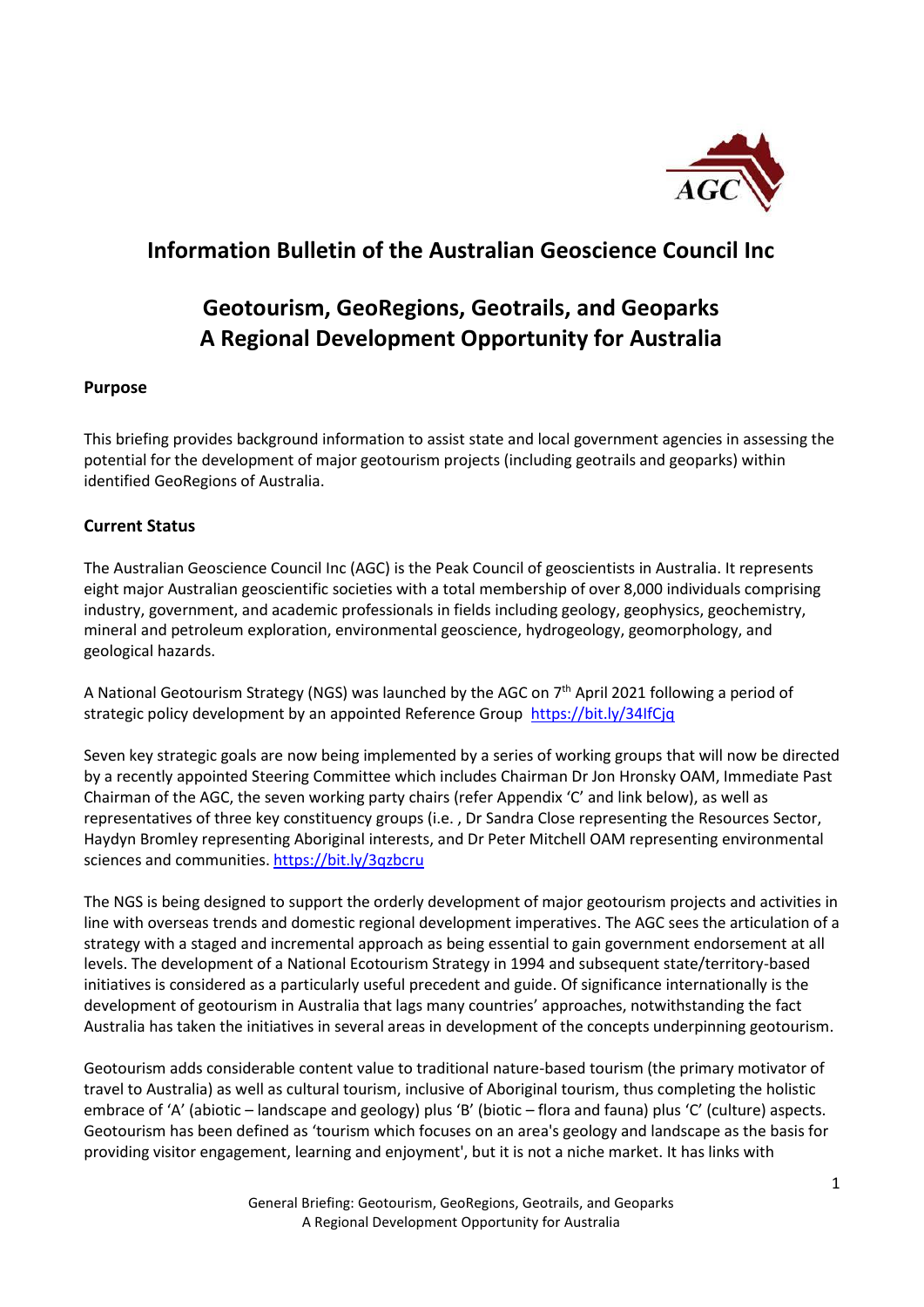# Information Bulletin of the Australian Geoscience Council Inc

## Geotourism, GeoRegions, Geotrails, and Geoparks
## A Regional Development Opportunity for Australia

### Purpose

This briefing provides background information to assist state and local government agencies in assessing the potential for the development of major geotourism projects (including geotrails and geoparks) within identified GeoRegions of Australia.

### Current Status

The Australian Geoscience Council Inc (AGC) is the Peak Council of geoscientists in Australia. It represents eight major Australian geoscientific societies with a total membership of over 8,000 individuals comprising industry, government, and academic professionals in fields including geology, geophysics, geochemistry, mineral and petroleum exploration, environmental geoscience, hydrogeology, geomorphology, and geological hazards.

A National Geotourism Strategy (NGS) was launched by the AGC on 7th April 2021 following a period of strategic policy development by an appointed Reference Group https://bit.ly/34IfCjq

Seven key strategic goals are now being implemented by a series of working groups that will now be directed by a recently appointed Steering Committee which includes Chairman Dr Jon Hronsky OAM, Immediate Past Chairman of the AGC, the seven working party chairs (refer Appendix 'C' and link below), as well as representatives of three key constituency groups (i.e. , Dr Sandra Close representing the Resources Sector, Haydyn Bromley representing Aboriginal interests, and Dr Peter Mitchell OAM representing environmental sciences and communities. https://bit.ly/3qzbcru

The NGS is being designed to support the orderly development of major geotourism projects and activities in line with overseas trends and domestic regional development imperatives. The AGC sees the articulation of a strategy with a staged and incremental approach as being essential to gain government endorsement at all levels. The development of a National Ecotourism Strategy in 1994 and subsequent state/territory-based initiatives is considered as a particularly useful precedent and guide. Of significance internationally is the development of geotourism in Australia that lags many countries' approaches, notwithstanding the fact Australia has taken the initiatives in several areas in development of the concepts underpinning geotourism.

Geotourism adds considerable content value to traditional nature-based tourism (the primary motivator of travel to Australia) as well as cultural tourism, inclusive of Aboriginal tourism, thus completing the holistic embrace of 'A' (abiotic – landscape and geology) plus 'B' (biotic – flora and fauna) plus 'C' (culture) aspects. Geotourism has been defined as 'tourism which focuses on an area's geology and landscape as the basis for providing visitor engagement, learning and enjoyment', but it is not a niche market. It has links with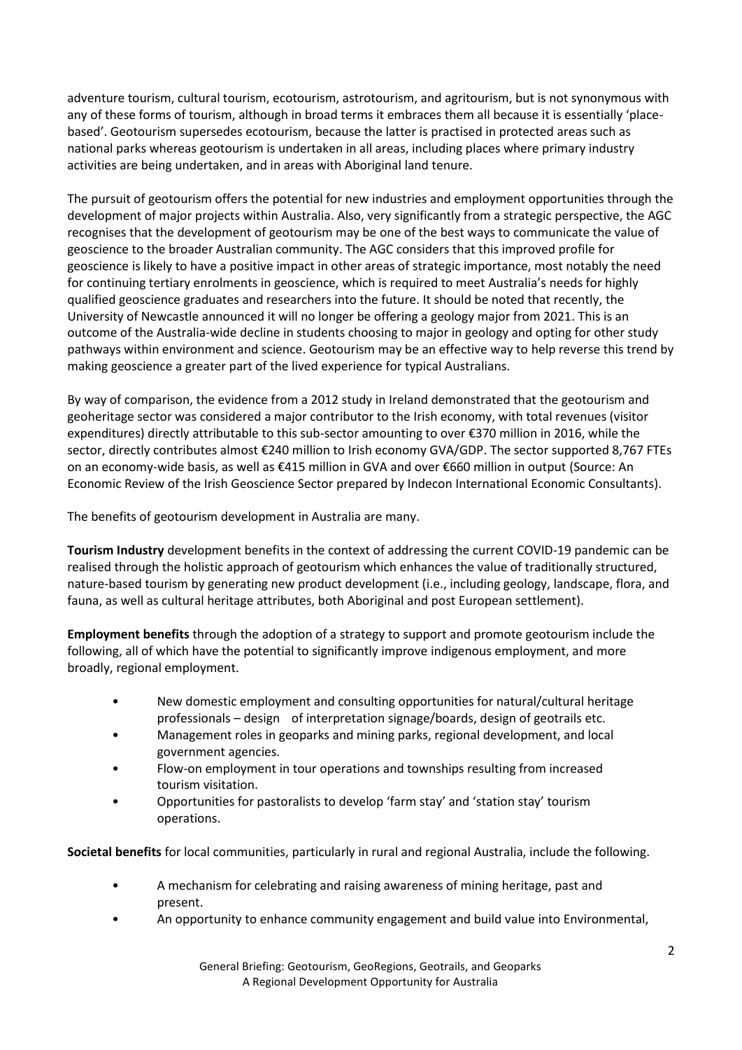adventure tourism, cultural tourism, ecotourism, astrotourism, and agritourism, but is not synonymous with any of these forms of tourism, although in broad terms it embraces them all because it is essentially 'place-based'. Geotourism supersedes ecotourism, because the latter is practised in protected areas such as national parks whereas geotourism is undertaken in all areas, including places where primary industry activities are being undertaken, and in areas with Aboriginal land tenure.

The pursuit of geotourism offers the potential for new industries and employment opportunities through the development of major projects within Australia. Also, very significantly from a strategic perspective, the AGC recognises that the development of geotourism may be one of the best ways to communicate the value of geoscience to the broader Australian community. The AGC considers that this improved profile for geoscience is likely to have a positive impact in other areas of strategic importance, most notably the need for continuing tertiary enrolments in geoscience, which is required to meet Australia's needs for highly qualified geoscience graduates and researchers into the future. It should be noted that recently, the University of Newcastle announced it will no longer be offering a geology major from 2021. This is an outcome of the Australia-wide decline in students choosing to major in geology and opting for other study pathways within environment and science. Geotourism may be an effective way to help reverse this trend by making geoscience a greater part of the lived experience for typical Australians.

By way of comparison, the evidence from a 2012 study in Ireland demonstrated that the geotourism and geoheritage sector was considered a major contributor to the Irish economy, with total revenues (visitor expenditures) directly attributable to this sub-sector amounting to over €370 million in 2016, while the sector, directly contributes almost €240 million to Irish economy GVA/GDP. The sector supported 8,767 FTEs on an economy-wide basis, as well as €415 million in GVA and over €660 million in output (Source: An Economic Review of the Irish Geoscience Sector prepared by Indecon International Economic Consultants).

The benefits of geotourism development in Australia are many.

**Tourism Industry** development benefits in the context of addressing the current COVID-19 pandemic can be realised through the holistic approach of geotourism which enhances the value of traditionally structured, nature-based tourism by generating new product development (i.e., including geology, landscape, flora, and fauna, as well as cultural heritage attributes, both Aboriginal and post European settlement).

**Employment benefits** through the adoption of a strategy to support and promote geotourism include the following, all of which have the potential to significantly improve indigenous employment, and more broadly, regional employment.

- New domestic employment and consulting opportunities for natural/cultural heritage professionals – design of interpretation signage/boards, design of geotrails etc.
- Management roles in geoparks and mining parks, regional development, and local government agencies.
- Flow-on employment in tour operations and townships resulting from increased tourism visitation.
- Opportunities for pastoralists to develop 'farm stay' and 'station stay' tourism operations.

**Societal benefits** for local communities, particularly in rural and regional Australia, include the following.

- A mechanism for celebrating and raising awareness of mining heritage, past and present.
- An opportunity to enhance community engagement and build value into Environmental,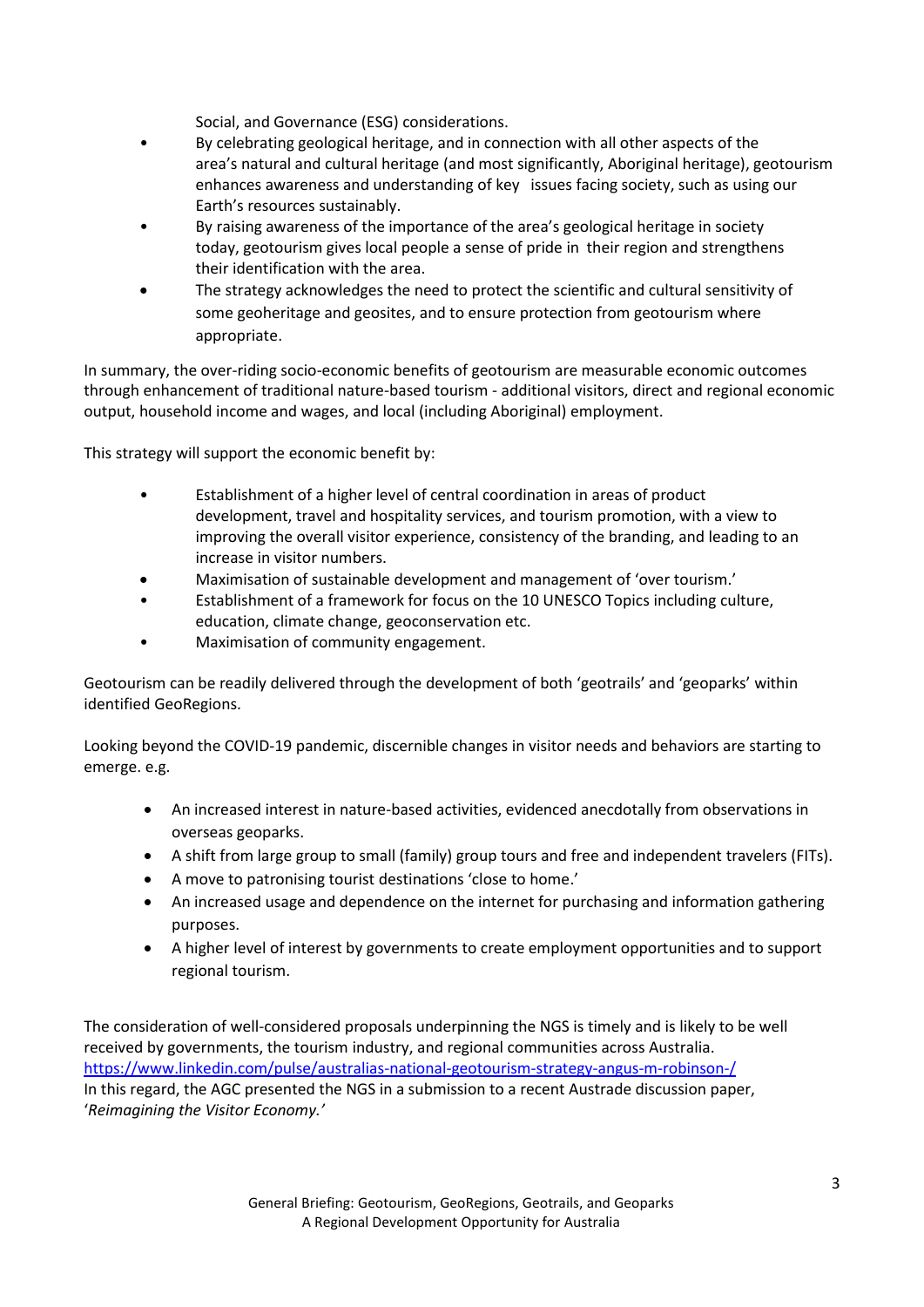Social, and Governance (ESG) considerations.

- By celebrating geological heritage, and in connection with all other aspects of the area's natural and cultural heritage (and most significantly, Aboriginal heritage), geotourism enhances awareness and understanding of key issues facing society, such as using our Earth's resources sustainably.
- By raising awareness of the importance of the area's geological heritage in society today, geotourism gives local people a sense of pride in their region and strengthens their identification with the area.
- The strategy acknowledges the need to protect the scientific and cultural sensitivity of some geoheritage and geosites, and to ensure protection from geotourism where appropriate.

In summary, the over-riding socio-economic benefits of geotourism are measurable economic outcomes through enhancement of traditional nature-based tourism - additional visitors, direct and regional economic output, household income and wages, and local (including Aboriginal) employment.

This strategy will support the economic benefit by:

- Establishment of a higher level of central coordination in areas of product development, travel and hospitality services, and tourism promotion, with a view to improving the overall visitor experience, consistency of the branding, and leading to an increase in visitor numbers.
- Maximisation of sustainable development and management of 'over tourism.'
- Establishment of a framework for focus on the 10 UNESCO Topics including culture, education, climate change, geoconservation etc.
- Maximisation of community engagement.

Geotourism can be readily delivered through the development of both 'geotrails' and 'geoparks' within identified GeoRegions.

Looking beyond the COVID-19 pandemic, discernible changes in visitor needs and behaviors are starting to emerge. e.g.

- An increased interest in nature-based activities, evidenced anecdotally from observations in overseas geoparks.
- A shift from large group to small (family) group tours and free and independent travelers (FITs).
- A move to patronising tourist destinations 'close to home.'
- An increased usage and dependence on the internet for purchasing and information gathering purposes.
- A higher level of interest by governments to create employment opportunities and to support regional tourism.

The consideration of well-considered proposals underpinning the NGS is timely and is likely to be well received by governments, the tourism industry, and regional communities across Australia.
https://www.linkedin.com/pulse/australias-national-geotourism-strategy-angus-m-robinson-/
In this regard, the AGC presented the NGS in a submission to a recent Austrade discussion paper, '*Reimagining the Visitor Economy.'*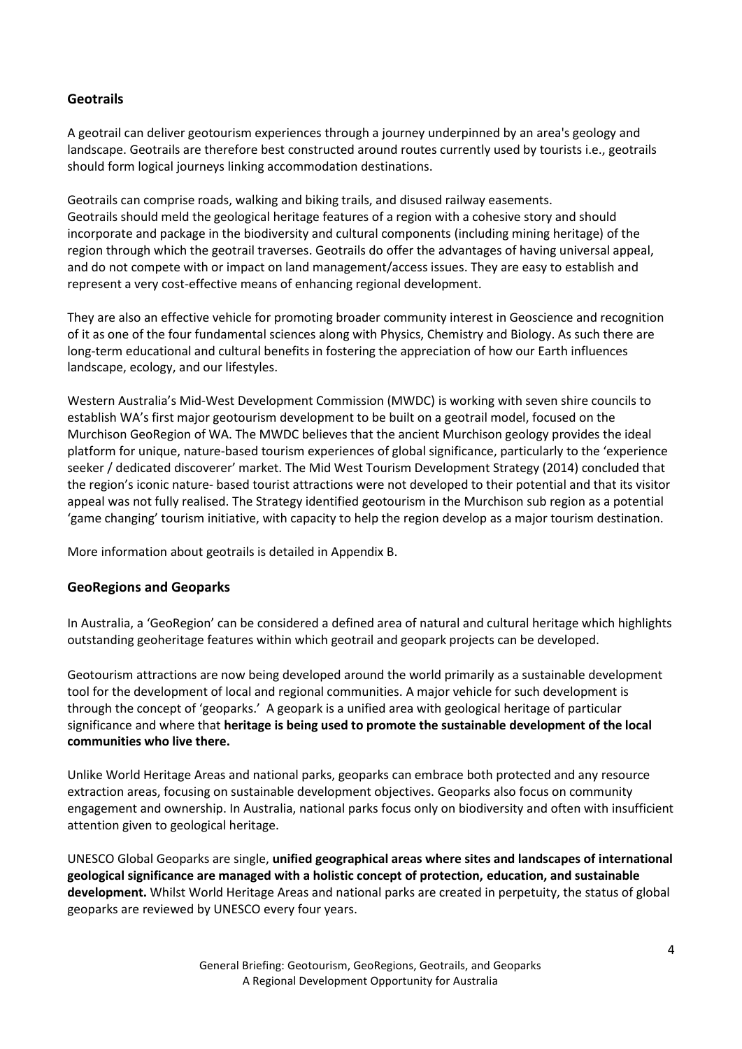## Geotrails

A geotrail can deliver geotourism experiences through a journey underpinned by an area's geology and landscape. Geotrails are therefore best constructed around routes currently used by tourists i.e., geotrails should form logical journeys linking accommodation destinations.

Geotrails can comprise roads, walking and biking trails, and disused railway easements.
Geotrails should meld the geological heritage features of a region with a cohesive story and should incorporate and package in the biodiversity and cultural components (including mining heritage) of the region through which the geotrail traverses. Geotrails do offer the advantages of having universal appeal, and do not compete with or impact on land management/access issues. They are easy to establish and represent a very cost-effective means of enhancing regional development.

They are also an effective vehicle for promoting broader community interest in Geoscience and recognition of it as one of the four fundamental sciences along with Physics, Chemistry and Biology. As such there are long-term educational and cultural benefits in fostering the appreciation of how our Earth influences landscape, ecology, and our lifestyles.

Western Australia's Mid-West Development Commission (MWDC) is working with seven shire councils to establish WA's first major geotourism development to be built on a geotrail model, focused on the Murchison GeoRegion of WA. The MWDC believes that the ancient Murchison geology provides the ideal platform for unique, nature-based tourism experiences of global significance, particularly to the 'experience seeker / dedicated discoverer' market. The Mid West Tourism Development Strategy (2014) concluded that the region's iconic nature- based tourist attractions were not developed to their potential and that its visitor appeal was not fully realised. The Strategy identified geotourism in the Murchison sub region as a potential 'game changing' tourism initiative, with capacity to help the region develop as a major tourism destination.

More information about geotrails is detailed in Appendix B.

## GeoRegions and Geoparks

In Australia, a 'GeoRegion' can be considered a defined area of natural and cultural heritage which highlights outstanding geoheritage features within which geotrail and geopark projects can be developed.

Geotourism attractions are now being developed around the world primarily as a sustainable development tool for the development of local and regional communities. A major vehicle for such development is through the concept of 'geoparks.' A geopark is a unified area with geological heritage of particular significance and where that **heritage is being used to promote the sustainable development of the local communities who live there.**

Unlike World Heritage Areas and national parks, geoparks can embrace both protected and any resource extraction areas, focusing on sustainable development objectives. Geoparks also focus on community engagement and ownership. In Australia, national parks focus only on biodiversity and often with insufficient attention given to geological heritage.

UNESCO Global Geoparks are single, **unified geographical areas where sites and landscapes of international geological significance are managed with a holistic concept of protection, education, and sustainable development.** Whilst World Heritage Areas and national parks are created in perpetuity, the status of global geoparks are reviewed by UNESCO every four years.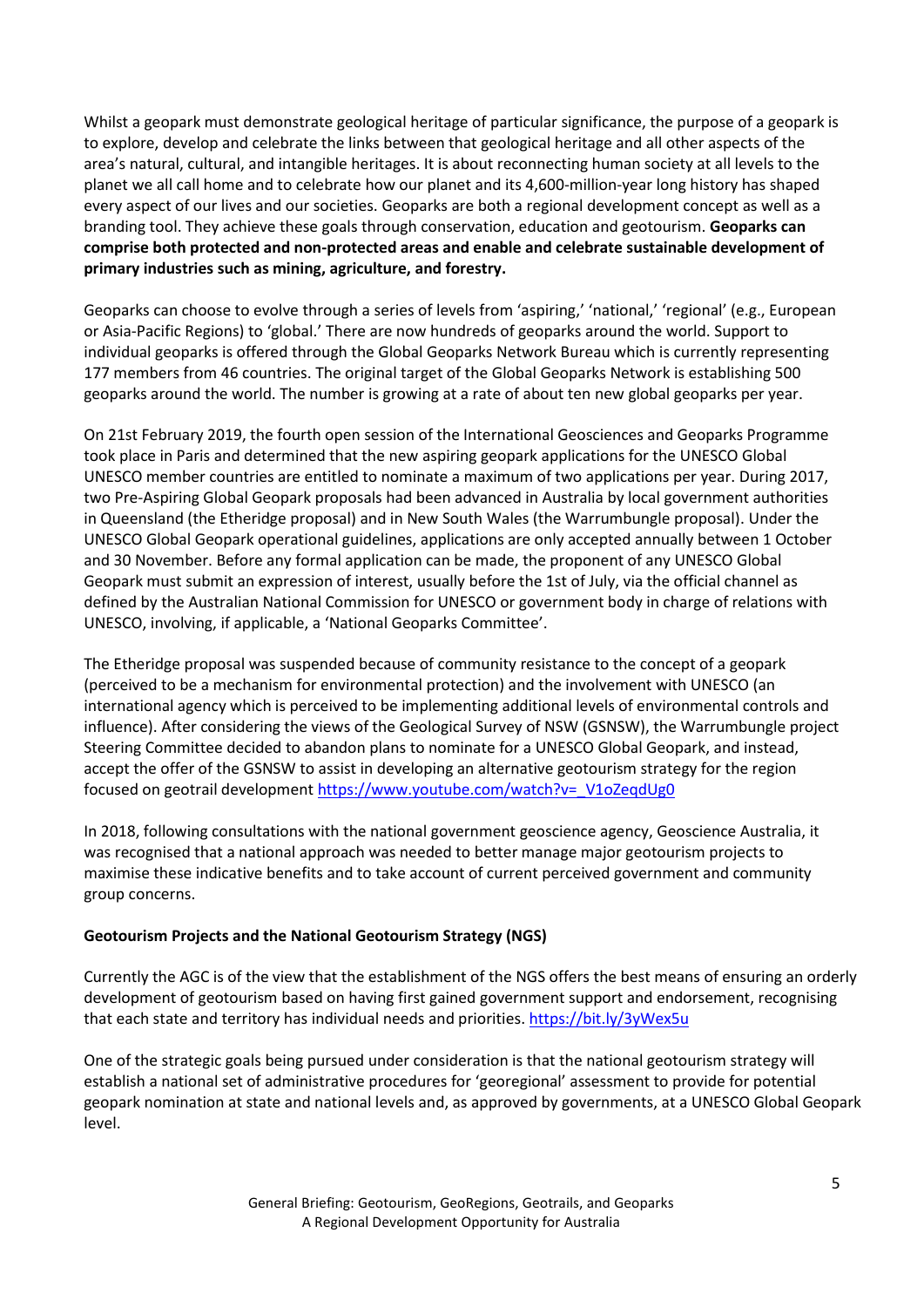Whilst a geopark must demonstrate geological heritage of particular significance, the purpose of a geopark is to explore, develop and celebrate the links between that geological heritage and all other aspects of the area's natural, cultural, and intangible heritages. It is about reconnecting human society at all levels to the planet we all call home and to celebrate how our planet and its 4,600-million-year long history has shaped every aspect of our lives and our societies. Geoparks are both a regional development concept as well as a branding tool. They achieve these goals through conservation, education and geotourism. **Geoparks can comprise both protected and non-protected areas and enable and celebrate sustainable development of primary industries such as mining, agriculture, and forestry.**

Geoparks can choose to evolve through a series of levels from 'aspiring,' 'national,' 'regional' (e.g., European or Asia-Pacific Regions) to 'global.' There are now hundreds of geoparks around the world. Support to individual geoparks is offered through the Global Geoparks Network Bureau which is currently representing 177 members from 46 countries. The original target of the Global Geoparks Network is establishing 500 geoparks around the world. The number is growing at a rate of about ten new global geoparks per year.

On 21st February 2019, the fourth open session of the International Geosciences and Geoparks Programme took place in Paris and determined that the new aspiring geopark applications for the UNESCO Global UNESCO member countries are entitled to nominate a maximum of two applications per year. During 2017, two Pre-Aspiring Global Geopark proposals had been advanced in Australia by local government authorities in Queensland (the Etheridge proposal) and in New South Wales (the Warrumbungle proposal). Under the UNESCO Global Geopark operational guidelines, applications are only accepted annually between 1 October and 30 November. Before any formal application can be made, the proponent of any UNESCO Global Geopark must submit an expression of interest, usually before the 1st of July, via the official channel as defined by the Australian National Commission for UNESCO or government body in charge of relations with UNESCO, involving, if applicable, a 'National Geoparks Committee'.

The Etheridge proposal was suspended because of community resistance to the concept of a geopark (perceived to be a mechanism for environmental protection) and the involvement with UNESCO (an international agency which is perceived to be implementing additional levels of environmental controls and influence). After considering the views of the Geological Survey of NSW (GSNSW), the Warrumbungle project Steering Committee decided to abandon plans to nominate for a UNESCO Global Geopark, and instead, accept the offer of the GSNSW to assist in developing an alternative geotourism strategy for the region focused on geotrail development https://www.youtube.com/watch?v=_V1oZeqdUg0

In 2018, following consultations with the national government geoscience agency, Geoscience Australia, it was recognised that a national approach was needed to better manage major geotourism projects to maximise these indicative benefits and to take account of current perceived government and community group concerns.

**Geotourism Projects and the National Geotourism Strategy (NGS)**

Currently the AGC is of the view that the establishment of the NGS offers the best means of ensuring an orderly development of geotourism based on having first gained government support and endorsement, recognising that each state and territory has individual needs and priorities. https://bit.ly/3yWex5u

One of the strategic goals being pursued under consideration is that the national geotourism strategy will establish a national set of administrative procedures for 'georegional' assessment to provide for potential geopark nomination at state and national levels and, as approved by governments, at a UNESCO Global Geopark level.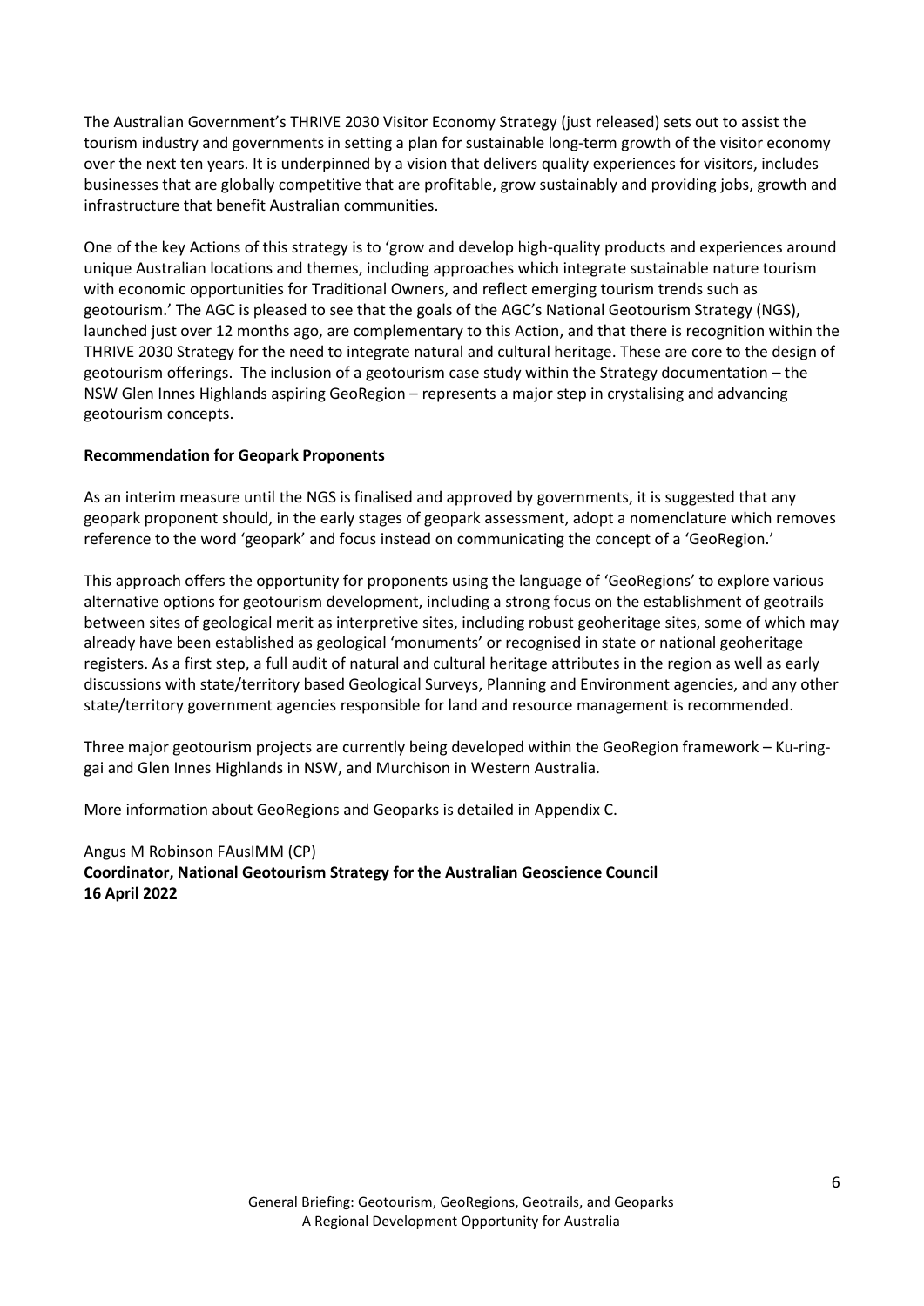The Australian Government's THRIVE 2030 Visitor Economy Strategy (just released) sets out to assist the tourism industry and governments in setting a plan for sustainable long-term growth of the visitor economy over the next ten years. It is underpinned by a vision that delivers quality experiences for visitors, includes businesses that are globally competitive that are profitable, grow sustainably and providing jobs, growth and infrastructure that benefit Australian communities.

One of the key Actions of this strategy is to 'grow and develop high-quality products and experiences around unique Australian locations and themes, including approaches which integrate sustainable nature tourism with economic opportunities for Traditional Owners, and reflect emerging tourism trends such as geotourism.' The AGC is pleased to see that the goals of the AGC's National Geotourism Strategy (NGS), launched just over 12 months ago, are complementary to this Action, and that there is recognition within the THRIVE 2030 Strategy for the need to integrate natural and cultural heritage. These are core to the design of geotourism offerings. The inclusion of a geotourism case study within the Strategy documentation – the NSW Glen Innes Highlands aspiring GeoRegion – represents a major step in crystalising and advancing geotourism concepts.

**Recommendation for Geopark Proponents**

As an interim measure until the NGS is finalised and approved by governments, it is suggested that any geopark proponent should, in the early stages of geopark assessment, adopt a nomenclature which removes reference to the word 'geopark' and focus instead on communicating the concept of a 'GeoRegion.'

This approach offers the opportunity for proponents using the language of 'GeoRegions' to explore various alternative options for geotourism development, including a strong focus on the establishment of geotrails between sites of geological merit as interpretive sites, including robust geoheritage sites, some of which may already have been established as geological 'monuments' or recognised in state or national geoheritage registers. As a first step, a full audit of natural and cultural heritage attributes in the region as well as early discussions with state/territory based Geological Surveys, Planning and Environment agencies, and any other state/territory government agencies responsible for land and resource management is recommended.

Three major geotourism projects are currently being developed within the GeoRegion framework – Ku-ring-gai and Glen Innes Highlands in NSW, and Murchison in Western Australia.

More information about GeoRegions and Geoparks is detailed in Appendix C.

Angus M Robinson FAusIMM (CP)
**Coordinator, National Geotourism Strategy for the Australian Geoscience Council**
**16 April 2022**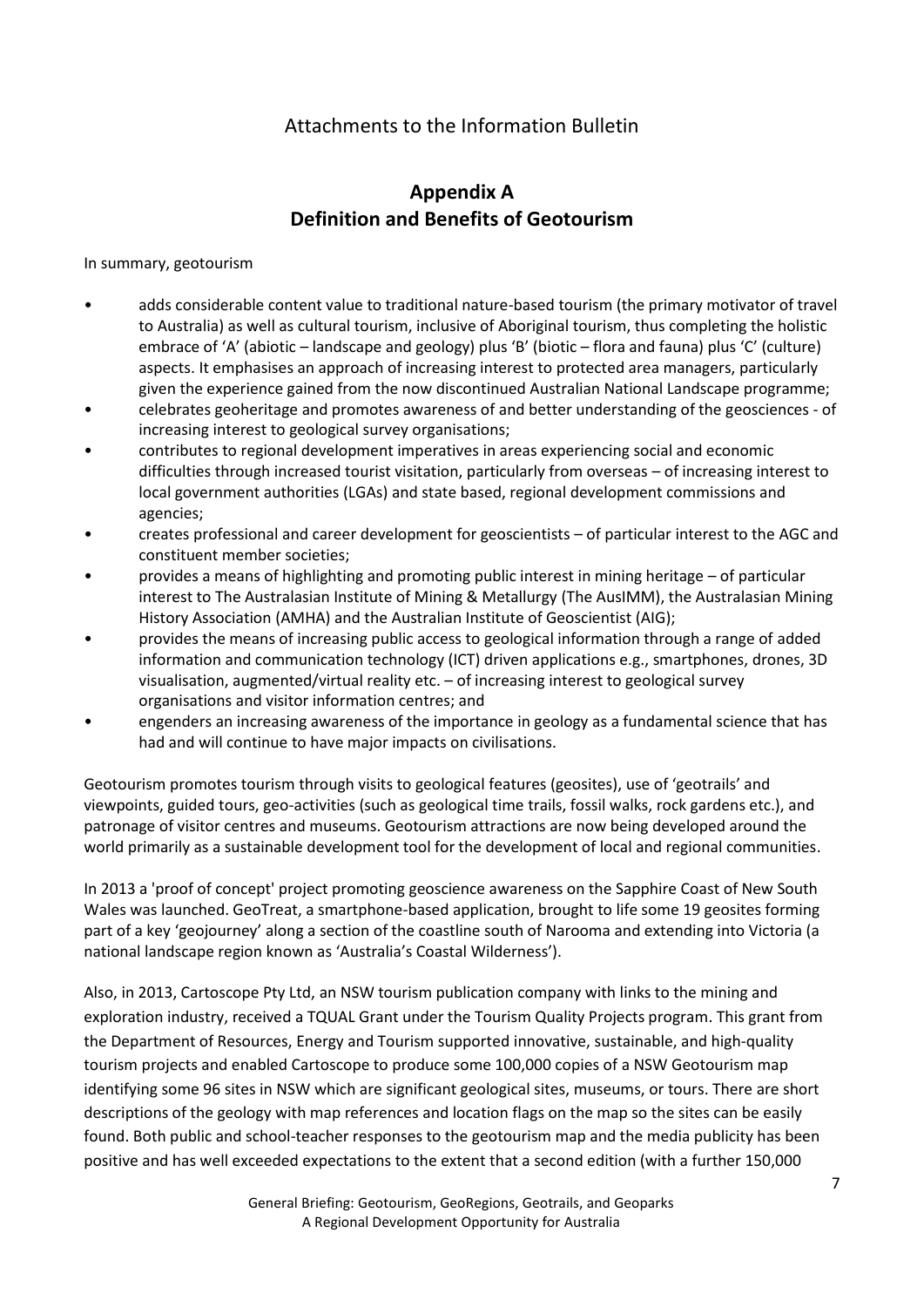Attachments to the Information Bulletin

## Appendix A
## Definition and Benefits of Geotourism

In summary, geotourism

- adds considerable content value to traditional nature-based tourism (the primary motivator of travel to Australia) as well as cultural tourism, inclusive of Aboriginal tourism, thus completing the holistic embrace of 'A' (abiotic – landscape and geology) plus 'B' (biotic – flora and fauna) plus 'C' (culture) aspects. It emphasises an approach of increasing interest to protected area managers, particularly given the experience gained from the now discontinued Australian National Landscape programme;
- celebrates geoheritage and promotes awareness of and better understanding of the geosciences - of increasing interest to geological survey organisations;
- contributes to regional development imperatives in areas experiencing social and economic difficulties through increased tourist visitation, particularly from overseas – of increasing interest to local government authorities (LGAs) and state based, regional development commissions and agencies;
- creates professional and career development for geoscientists – of particular interest to the AGC and constituent member societies;
- provides a means of highlighting and promoting public interest in mining heritage – of particular interest to The Australasian Institute of Mining & Metallurgy (The AusIMM), the Australasian Mining History Association (AMHA) and the Australian Institute of Geoscientist (AIG);
- provides the means of increasing public access to geological information through a range of added information and communication technology (ICT) driven applications e.g., smartphones, drones, 3D visualisation, augmented/virtual reality etc. – of increasing interest to geological survey organisations and visitor information centres; and
- engenders an increasing awareness of the importance in geology as a fundamental science that has had and will continue to have major impacts on civilisations.

Geotourism promotes tourism through visits to geological features (geosites), use of 'geotrails' and viewpoints, guided tours, geo-activities (such as geological time trails, fossil walks, rock gardens etc.), and patronage of visitor centres and museums. Geotourism attractions are now being developed around the world primarily as a sustainable development tool for the development of local and regional communities.

In 2013 a 'proof of concept' project promoting geoscience awareness on the Sapphire Coast of New South Wales was launched. GeoTreat, a smartphone-based application, brought to life some 19 geosites forming part of a key 'geojourney' along a section of the coastline south of Narooma and extending into Victoria (a national landscape region known as 'Australia's Coastal Wilderness').

Also, in 2013, Cartoscope Pty Ltd, an NSW tourism publication company with links to the mining and exploration industry, received a TQUAL Grant under the Tourism Quality Projects program. This grant from the Department of Resources, Energy and Tourism supported innovative, sustainable, and high-quality tourism projects and enabled Cartoscope to produce some 100,000 copies of a NSW Geotourism map identifying some 96 sites in NSW which are significant geological sites, museums, or tours. There are short descriptions of the geology with map references and location flags on the map so the sites can be easily found. Both public and school-teacher responses to the geotourism map and the media publicity has been positive and has well exceeded expectations to the extent that a second edition (with a further 150,000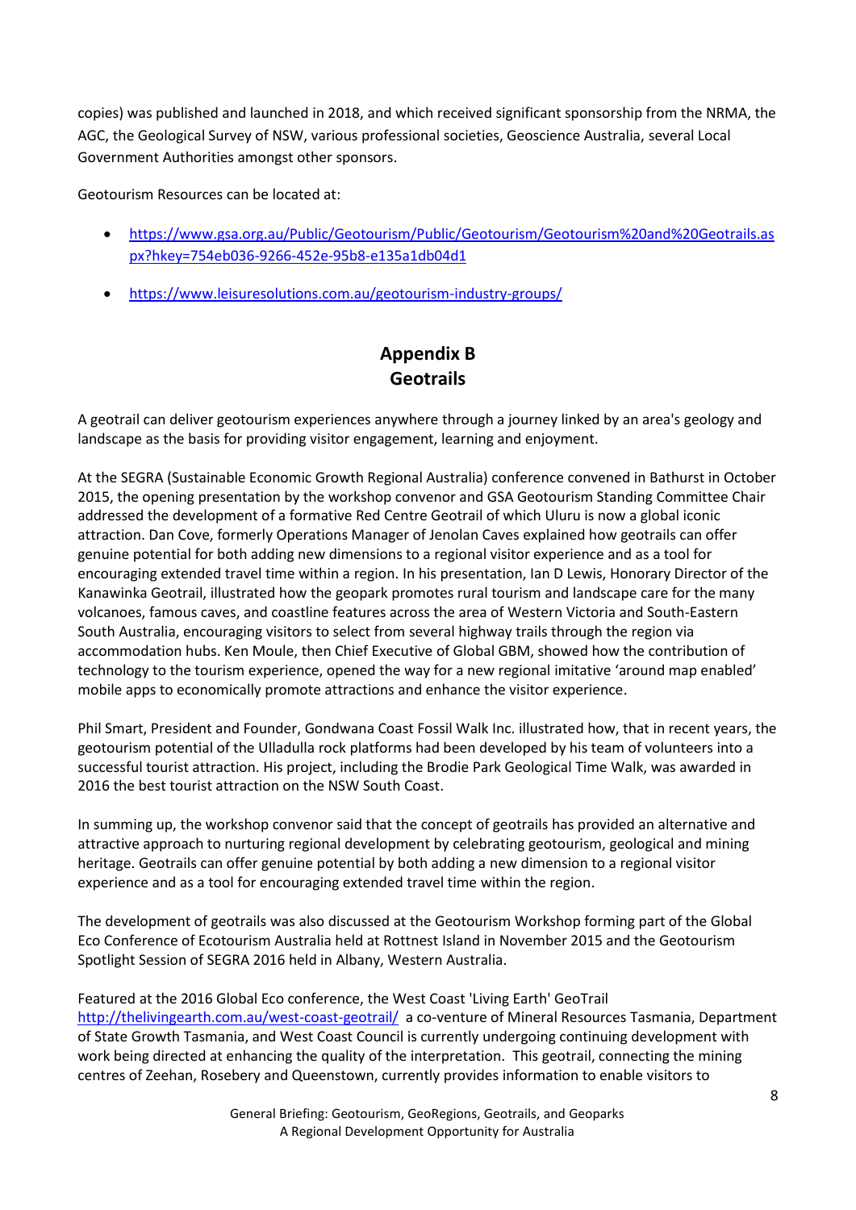copies) was published and launched in 2018, and which received significant sponsorship from the NRMA, the AGC, the Geological Survey of NSW, various professional societies, Geoscience Australia, several Local Government Authorities amongst other sponsors.

Geotourism Resources can be located at:

- https://www.gsa.org.au/Public/Geotourism/Public/Geotourism/Geotourism%20and%20Geotrails.aspx?hkey=754eb036-9266-452e-95b8-e135a1db04d1
- https://www.leisuresolutions.com.au/geotourism-industry-groups/

## Appendix B
## Geotrails

A geotrail can deliver geotourism experiences anywhere through a journey linked by an area's geology and landscape as the basis for providing visitor engagement, learning and enjoyment.

At the SEGRA (Sustainable Economic Growth Regional Australia) conference convened in Bathurst in October 2015, the opening presentation by the workshop convenor and GSA Geotourism Standing Committee Chair addressed the development of a formative Red Centre Geotrail of which Uluru is now a global iconic attraction. Dan Cove, formerly Operations Manager of Jenolan Caves explained how geotrails can offer genuine potential for both adding new dimensions to a regional visitor experience and as a tool for encouraging extended travel time within a region. In his presentation, Ian D Lewis, Honorary Director of the Kanawinka Geotrail, illustrated how the geopark promotes rural tourism and landscape care for the many volcanoes, famous caves, and coastline features across the area of Western Victoria and South-Eastern South Australia, encouraging visitors to select from several highway trails through the region via accommodation hubs. Ken Moule, then Chief Executive of Global GBM, showed how the contribution of technology to the tourism experience, opened the way for a new regional imitative 'around map enabled' mobile apps to economically promote attractions and enhance the visitor experience.

Phil Smart, President and Founder, Gondwana Coast Fossil Walk Inc. illustrated how, that in recent years, the geotourism potential of the Ulladulla rock platforms had been developed by his team of volunteers into a successful tourist attraction. His project, including the Brodie Park Geological Time Walk, was awarded in 2016 the best tourist attraction on the NSW South Coast.

In summing up, the workshop convenor said that the concept of geotrails has provided an alternative and attractive approach to nurturing regional development by celebrating geotourism, geological and mining heritage. Geotrails can offer genuine potential by both adding a new dimension to a regional visitor experience and as a tool for encouraging extended travel time within the region.

The development of geotrails was also discussed at the Geotourism Workshop forming part of the Global Eco Conference of Ecotourism Australia held at Rottnest Island in November 2015 and the Geotourism Spotlight Session of SEGRA 2016 held in Albany, Western Australia.

Featured at the 2016 Global Eco conference, the West Coast 'Living Earth' GeoTrail http://thelivingearth.com.au/west-coast-geotrail/ a co-venture of Mineral Resources Tasmania, Department of State Growth Tasmania, and West Coast Council is currently undergoing continuing development with work being directed at enhancing the quality of the interpretation. This geotrail, connecting the mining centres of Zeehan, Rosebery and Queenstown, currently provides information to enable visitors to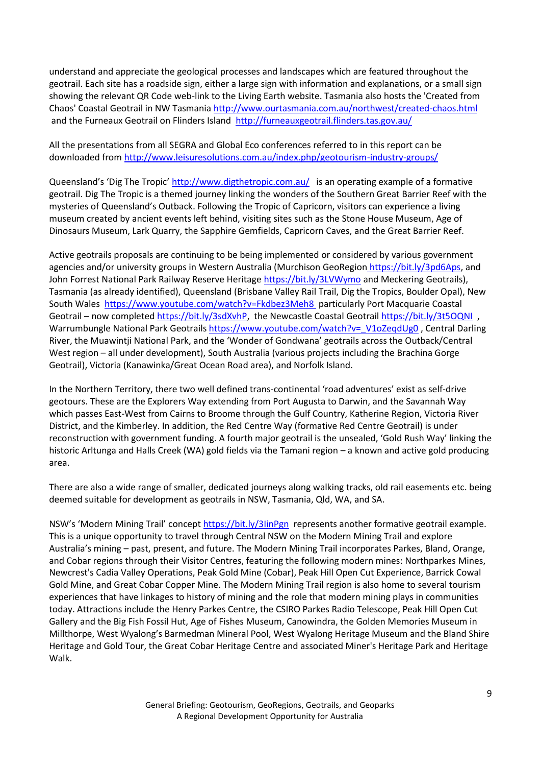understand and appreciate the geological processes and landscapes which are featured throughout the geotrail. Each site has a roadside sign, either a large sign with information and explanations, or a small sign showing the relevant QR Code web-link to the Living Earth website. Tasmania also hosts the 'Created from Chaos' Coastal Geotrail in NW Tasmania http://www.ourtasmania.com.au/northwest/created-chaos.html and the Furneaux Geotrail on Flinders Island http://furneauxgeotrail.flinders.tas.gov.au/

All the presentations from all SEGRA and Global Eco conferences referred to in this report can be downloaded from http://www.leisuresolutions.com.au/index.php/geotourism-industry-groups/

Queensland's 'Dig The Tropic' http://www.digthetropic.com.au/ is an operating example of a formative geotrail. Dig The Tropic is a themed journey linking the wonders of the Southern Great Barrier Reef with the mysteries of Queensland's Outback. Following the Tropic of Capricorn, visitors can experience a living museum created by ancient events left behind, visiting sites such as the Stone House Museum, Age of Dinosaurs Museum, Lark Quarry, the Sapphire Gemfields, Capricorn Caves, and the Great Barrier Reef.

Active geotrails proposals are continuing to be being implemented or considered by various government agencies and/or university groups in Western Australia (Murchison GeoRegion https://bit.ly/3pd6Aps, and John Forrest National Park Railway Reserve Heritage https://bit.ly/3LVWymo and Meckering Geotrails), Tasmania (as already identified), Queensland (Brisbane Valley Rail Trail, Dig the Tropics, Boulder Opal), New South Wales https://www.youtube.com/watch?v=Fkdbez3Meh8 particularly Port Macquarie Coastal Geotrail – now completed https://bit.ly/3sdXvhP, the Newcastle Coastal Geotrail https://bit.ly/3t5OQNI , Warrumbungle National Park Geotrails https://www.youtube.com/watch?v=_V1oZeqdUg0 , Central Darling River, the Muawintji National Park, and the 'Wonder of Gondwana' geotrails across the Outback/Central West region – all under development), South Australia (various projects including the Brachina Gorge Geotrail), Victoria (Kanawinka/Great Ocean Road area), and Norfolk Island.

In the Northern Territory, there two well defined trans-continental 'road adventures' exist as self-drive geotours. These are the Explorers Way extending from Port Augusta to Darwin, and the Savannah Way which passes East-West from Cairns to Broome through the Gulf Country, Katherine Region, Victoria River District, and the Kimberley. In addition, the Red Centre Way (formative Red Centre Geotrail) is under reconstruction with government funding. A fourth major geotrail is the unsealed, 'Gold Rush Way' linking the historic Arltunga and Halls Creek (WA) gold fields via the Tamani region – a known and active gold producing area.

There are also a wide range of smaller, dedicated journeys along walking tracks, old rail easements etc. being deemed suitable for development as geotrails in NSW, Tasmania, Qld, WA, and SA.

NSW's 'Modern Mining Trail' concept https://bit.ly/3IinPgn represents another formative geotrail example. This is a unique opportunity to travel through Central NSW on the Modern Mining Trail and explore Australia's mining – past, present, and future. The Modern Mining Trail incorporates Parkes, Bland, Orange, and Cobar regions through their Visitor Centres, featuring the following modern mines: Northparkes Mines, Newcrest's Cadia Valley Operations, Peak Gold Mine (Cobar), Peak Hill Open Cut Experience, Barrick Cowal Gold Mine, and Great Cobar Copper Mine. The Modern Mining Trail region is also home to several tourism experiences that have linkages to history of mining and the role that modern mining plays in communities today. Attractions include the Henry Parkes Centre, the CSIRO Parkes Radio Telescope, Peak Hill Open Cut Gallery and the Big Fish Fossil Hut, Age of Fishes Museum, Canowindra, the Golden Memories Museum in Millthorpe, West Wyalong's Barmedman Mineral Pool, West Wyalong Heritage Museum and the Bland Shire Heritage and Gold Tour, the Great Cobar Heritage Centre and associated Miner's Heritage Park and Heritage Walk.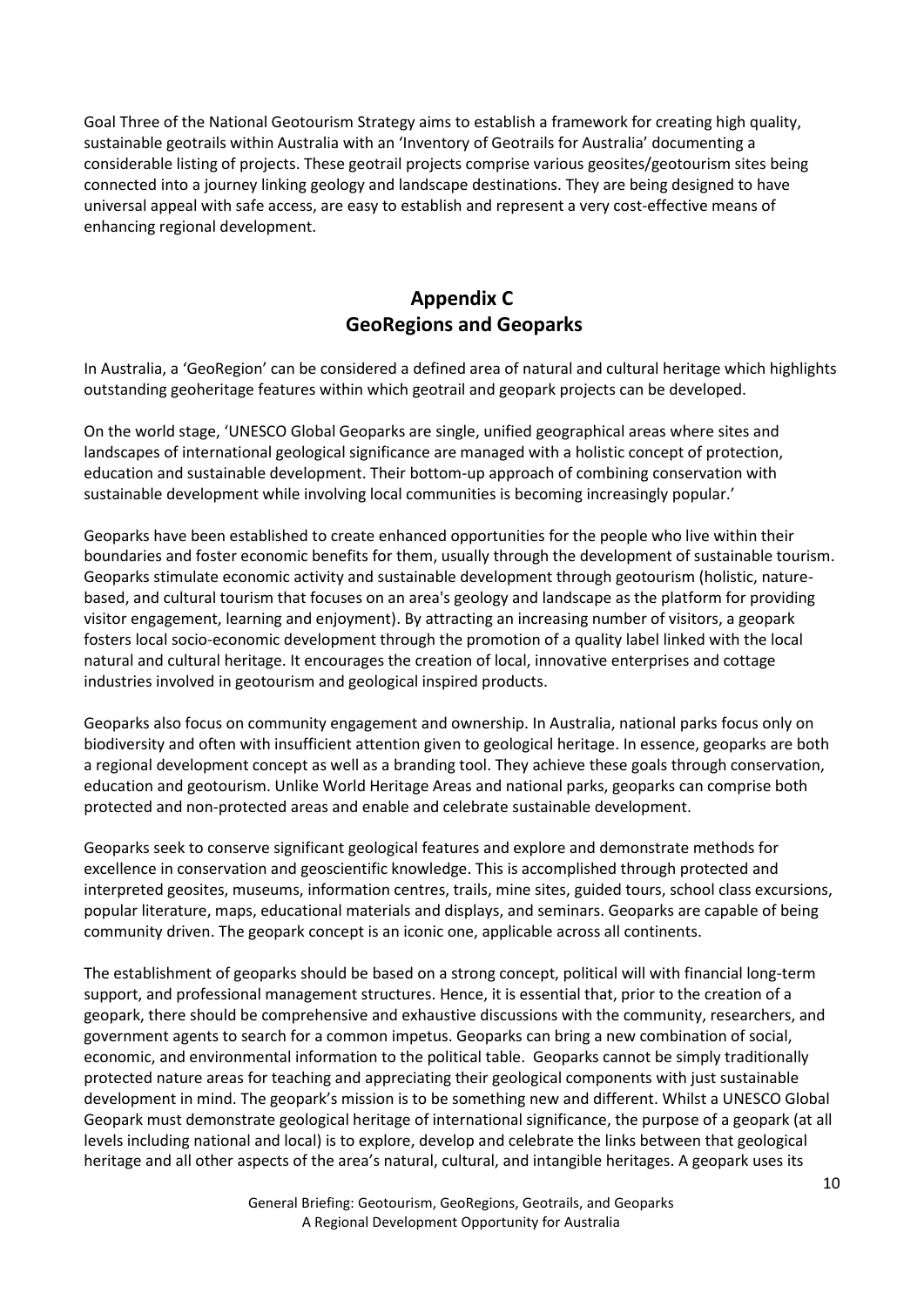Goal Three of the National Geotourism Strategy aims to establish a framework for creating high quality, sustainable geotrails within Australia with an 'Inventory of Geotrails for Australia' documenting a considerable listing of projects. These geotrail projects comprise various geosites/geotourism sites being connected into a journey linking geology and landscape destinations. They are being designed to have universal appeal with safe access, are easy to establish and represent a very cost-effective means of enhancing regional development.

## Appendix C
## GeoRegions and Geoparks

In Australia, a 'GeoRegion' can be considered a defined area of natural and cultural heritage which highlights outstanding geoheritage features within which geotrail and geopark projects can be developed.

On the world stage, 'UNESCO Global Geoparks are single, unified geographical areas where sites and landscapes of international geological significance are managed with a holistic concept of protection, education and sustainable development. Their bottom-up approach of combining conservation with sustainable development while involving local communities is becoming increasingly popular.'

Geoparks have been established to create enhanced opportunities for the people who live within their boundaries and foster economic benefits for them, usually through the development of sustainable tourism. Geoparks stimulate economic activity and sustainable development through geotourism (holistic, nature-based, and cultural tourism that focuses on an area's geology and landscape as the platform for providing visitor engagement, learning and enjoyment). By attracting an increasing number of visitors, a geopark fosters local socio-economic development through the promotion of a quality label linked with the local natural and cultural heritage. It encourages the creation of local, innovative enterprises and cottage industries involved in geotourism and geological inspired products.

Geoparks also focus on community engagement and ownership. In Australia, national parks focus only on biodiversity and often with insufficient attention given to geological heritage. In essence, geoparks are both a regional development concept as well as a branding tool. They achieve these goals through conservation, education and geotourism. Unlike World Heritage Areas and national parks, geoparks can comprise both protected and non-protected areas and enable and celebrate sustainable development.

Geoparks seek to conserve significant geological features and explore and demonstrate methods for excellence in conservation and geoscientific knowledge. This is accomplished through protected and interpreted geosites, museums, information centres, trails, mine sites, guided tours, school class excursions, popular literature, maps, educational materials and displays, and seminars. Geoparks are capable of being community driven. The geopark concept is an iconic one, applicable across all continents.

The establishment of geoparks should be based on a strong concept, political will with financial long-term support, and professional management structures. Hence, it is essential that, prior to the creation of a geopark, there should be comprehensive and exhaustive discussions with the community, researchers, and government agents to search for a common impetus. Geoparks can bring a new combination of social, economic, and environmental information to the political table. Geoparks cannot be simply traditionally protected nature areas for teaching and appreciating their geological components with just sustainable development in mind. The geopark's mission is to be something new and different. Whilst a UNESCO Global Geopark must demonstrate geological heritage of international significance, the purpose of a geopark (at all levels including national and local) is to explore, develop and celebrate the links between that geological heritage and all other aspects of the area's natural, cultural, and intangible heritages. A geopark uses its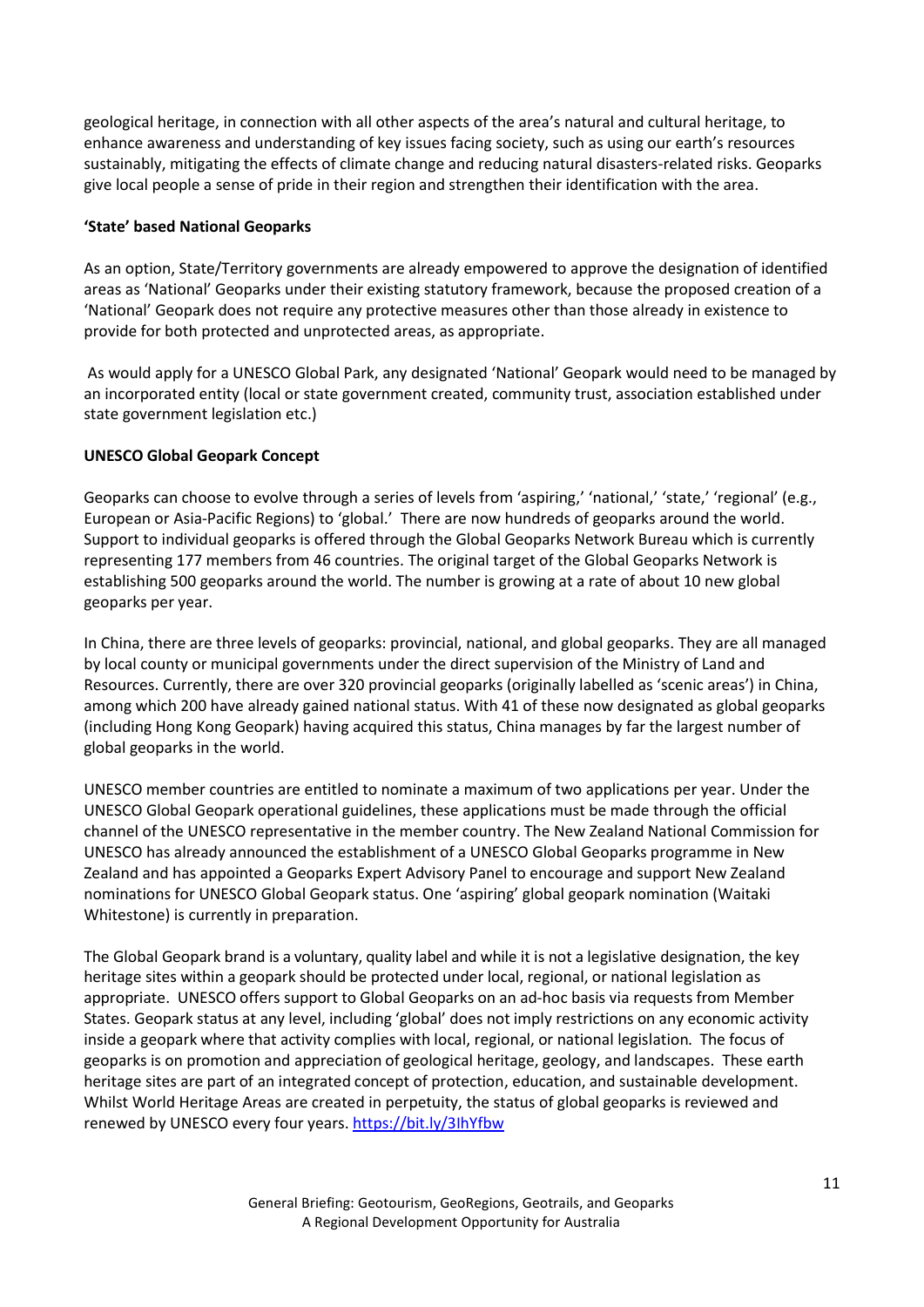geological heritage, in connection with all other aspects of the area's natural and cultural heritage, to enhance awareness and understanding of key issues facing society, such as using our earth's resources sustainably, mitigating the effects of climate change and reducing natural disasters-related risks. Geoparks give local people a sense of pride in their region and strengthen their identification with the area.

**'State' based National Geoparks**

As an option, State/Territory governments are already empowered to approve the designation of identified areas as 'National' Geoparks under their existing statutory framework, because the proposed creation of a 'National' Geopark does not require any protective measures other than those already in existence to provide for both protected and unprotected areas, as appropriate.

As would apply for a UNESCO Global Park, any designated 'National' Geopark would need to be managed by an incorporated entity (local or state government created, community trust, association established under state government legislation etc.)

**UNESCO Global Geopark Concept**

Geoparks can choose to evolve through a series of levels from 'aspiring,' 'national,' 'state,' 'regional' (e.g., European or Asia-Pacific Regions) to 'global.' There are now hundreds of geoparks around the world. Support to individual geoparks is offered through the Global Geoparks Network Bureau which is currently representing 177 members from 46 countries. The original target of the Global Geoparks Network is establishing 500 geoparks around the world. The number is growing at a rate of about 10 new global geoparks per year.

In China, there are three levels of geoparks: provincial, national, and global geoparks. They are all managed by local county or municipal governments under the direct supervision of the Ministry of Land and Resources. Currently, there are over 320 provincial geoparks (originally labelled as 'scenic areas') in China, among which 200 have already gained national status. With 41 of these now designated as global geoparks (including Hong Kong Geopark) having acquired this status, China manages by far the largest number of global geoparks in the world.

UNESCO member countries are entitled to nominate a maximum of two applications per year. Under the UNESCO Global Geopark operational guidelines, these applications must be made through the official channel of the UNESCO representative in the member country. The New Zealand National Commission for UNESCO has already announced the establishment of a UNESCO Global Geoparks programme in New Zealand and has appointed a Geoparks Expert Advisory Panel to encourage and support New Zealand nominations for UNESCO Global Geopark status. One 'aspiring' global geopark nomination (Waitaki Whitestone) is currently in preparation.

The Global Geopark brand is a voluntary, quality label and while it is not a legislative designation, the key heritage sites within a geopark should be protected under local, regional, or national legislation as appropriate. UNESCO offers support to Global Geoparks on an ad-hoc basis via requests from Member States. Geopark status at any level, including 'global' does not imply restrictions on any economic activity inside a geopark where that activity complies with local, regional, or national legislation. The focus of geoparks is on promotion and appreciation of geological heritage, geology, and landscapes. These earth heritage sites are part of an integrated concept of protection, education, and sustainable development. Whilst World Heritage Areas are created in perpetuity, the status of global geoparks is reviewed and renewed by UNESCO every four years. https://bit.ly/3IhYfbw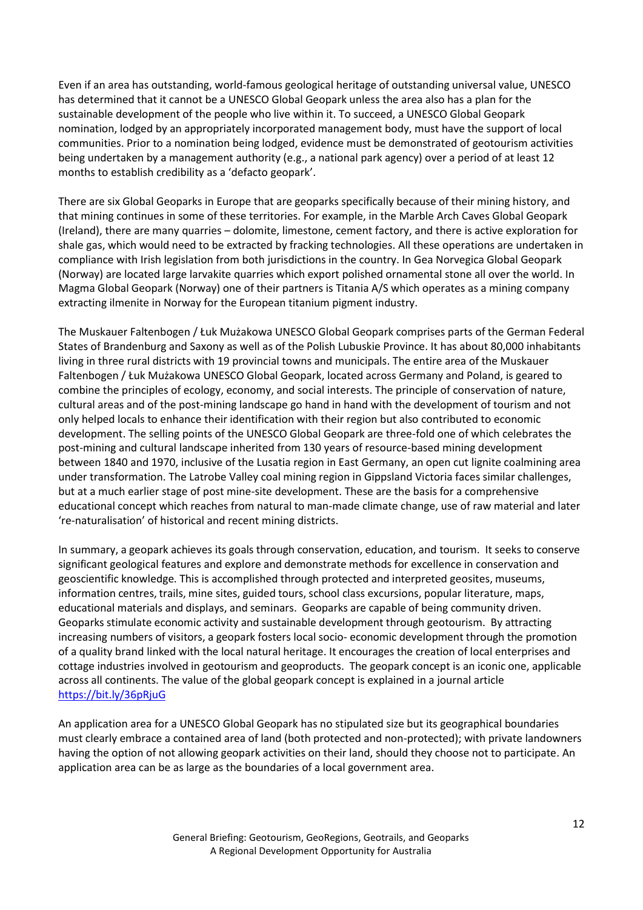Even if an area has outstanding, world-famous geological heritage of outstanding universal value, UNESCO has determined that it cannot be a UNESCO Global Geopark unless the area also has a plan for the sustainable development of the people who live within it. To succeed, a UNESCO Global Geopark nomination, lodged by an appropriately incorporated management body, must have the support of local communities. Prior to a nomination being lodged, evidence must be demonstrated of geotourism activities being undertaken by a management authority (e.g., a national park agency) over a period of at least 12 months to establish credibility as a 'defacto geopark'.

There are six Global Geoparks in Europe that are geoparks specifically because of their mining history, and that mining continues in some of these territories. For example, in the Marble Arch Caves Global Geopark (Ireland), there are many quarries – dolomite, limestone, cement factory, and there is active exploration for shale gas, which would need to be extracted by fracking technologies. All these operations are undertaken in compliance with Irish legislation from both jurisdictions in the country. In Gea Norvegica Global Geopark (Norway) are located large larvakite quarries which export polished ornamental stone all over the world. In Magma Global Geopark (Norway) one of their partners is Titania A/S which operates as a mining company extracting ilmenite in Norway for the European titanium pigment industry.

The Muskauer Faltenbogen / Łuk Mużakowa UNESCO Global Geopark comprises parts of the German Federal States of Brandenburg and Saxony as well as of the Polish Lubuskie Province. It has about 80,000 inhabitants living in three rural districts with 19 provincial towns and municipals. The entire area of the Muskauer Faltenbogen / Łuk Mużakowa UNESCO Global Geopark, located across Germany and Poland, is geared to combine the principles of ecology, economy, and social interests. The principle of conservation of nature, cultural areas and of the post-mining landscape go hand in hand with the development of tourism and not only helped locals to enhance their identification with their region but also contributed to economic development. The selling points of the UNESCO Global Geopark are three-fold one of which celebrates the post-mining and cultural landscape inherited from 130 years of resource-based mining development between 1840 and 1970, inclusive of the Lusatia region in East Germany, an open cut lignite coalmining area under transformation. The Latrobe Valley coal mining region in Gippsland Victoria faces similar challenges, but at a much earlier stage of post mine-site development. These are the basis for a comprehensive educational concept which reaches from natural to man-made climate change, use of raw material and later 're-naturalisation' of historical and recent mining districts.

In summary, a geopark achieves its goals through conservation, education, and tourism. It seeks to conserve significant geological features and explore and demonstrate methods for excellence in conservation and geoscientific knowledge. This is accomplished through protected and interpreted geosites, museums, information centres, trails, mine sites, guided tours, school class excursions, popular literature, maps, educational materials and displays, and seminars. Geoparks are capable of being community driven. Geoparks stimulate economic activity and sustainable development through geotourism. By attracting increasing numbers of visitors, a geopark fosters local socio- economic development through the promotion of a quality brand linked with the local natural heritage. It encourages the creation of local enterprises and cottage industries involved in geotourism and geoproducts. The geopark concept is an iconic one, applicable across all continents. The value of the global geopark concept is explained in a journal article [https://bit.ly/36pRjuG](https://bit.ly/36pRjuG)

An application area for a UNESCO Global Geopark has no stipulated size but its geographical boundaries must clearly embrace a contained area of land (both protected and non-protected); with private landowners having the option of not allowing geopark activities on their land, should they choose not to participate. An application area can be as large as the boundaries of a local government area.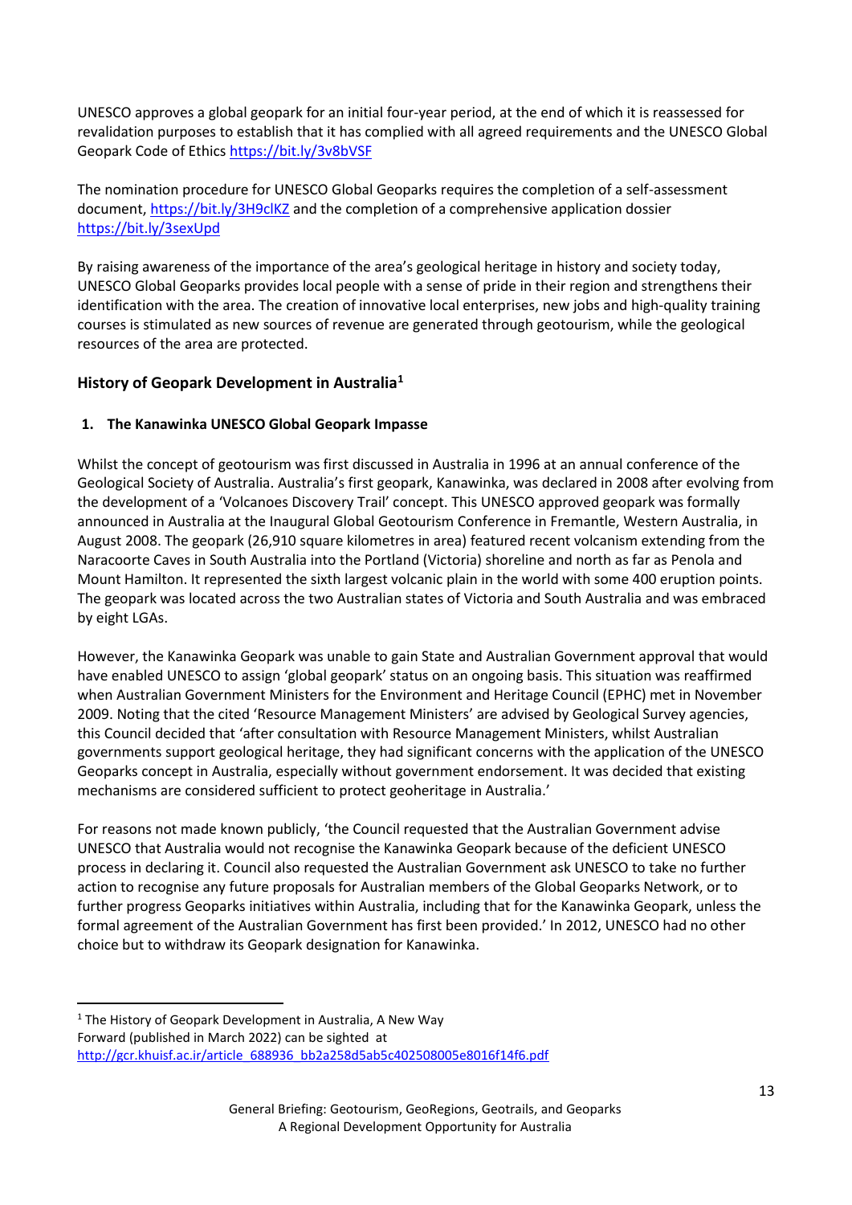UNESCO approves a global geopark for an initial four-year period, at the end of which it is reassessed for revalidation purposes to establish that it has complied with all agreed requirements and the UNESCO Global Geopark Code of Ethics https://bit.ly/3v8bVSF

The nomination procedure for UNESCO Global Geoparks requires the completion of a self-assessment document, https://bit.ly/3H9clKZ and the completion of a comprehensive application dossier https://bit.ly/3sexUpd

By raising awareness of the importance of the area's geological heritage in history and society today, UNESCO Global Geoparks provides local people with a sense of pride in their region and strengthens their identification with the area. The creation of innovative local enterprises, new jobs and high-quality training courses is stimulated as new sources of revenue are generated through geotourism, while the geological resources of the area are protected.

### History of Geopark Development in Australia[1]

#### 1. The Kanawinka UNESCO Global Geopark Impasse

Whilst the concept of geotourism was first discussed in Australia in 1996 at an annual conference of the Geological Society of Australia. Australia's first geopark, Kanawinka, was declared in 2008 after evolving from the development of a 'Volcanoes Discovery Trail' concept. This UNESCO approved geopark was formally announced in Australia at the Inaugural Global Geotourism Conference in Fremantle, Western Australia, in August 2008. The geopark (26,910 square kilometres in area) featured recent volcanism extending from the Naracoorte Caves in South Australia into the Portland (Victoria) shoreline and north as far as Penola and Mount Hamilton. It represented the sixth largest volcanic plain in the world with some 400 eruption points. The geopark was located across the two Australian states of Victoria and South Australia and was embraced by eight LGAs.

However, the Kanawinka Geopark was unable to gain State and Australian Government approval that would have enabled UNESCO to assign 'global geopark' status on an ongoing basis. This situation was reaffirmed when Australian Government Ministers for the Environment and Heritage Council (EPHC) met in November 2009. Noting that the cited 'Resource Management Ministers' are advised by Geological Survey agencies, this Council decided that 'after consultation with Resource Management Ministers, whilst Australian governments support geological heritage, they had significant concerns with the application of the UNESCO Geoparks concept in Australia, especially without government endorsement. It was decided that existing mechanisms are considered sufficient to protect geoheritage in Australia.'

For reasons not made known publicly, 'the Council requested that the Australian Government advise UNESCO that Australia would not recognise the Kanawinka Geopark because of the deficient UNESCO process in declaring it. Council also requested the Australian Government ask UNESCO to take no further action to recognise any future proposals for Australian members of the Global Geoparks Network, or to further progress Geoparks initiatives within Australia, including that for the Kanawinka Geopark, unless the formal agreement of the Australian Government has first been provided.' In 2012, UNESCO had no other choice but to withdraw its Geopark designation for Kanawinka.

---

[1] The History of Geopark Development in Australia, A New Way Forward (published in March 2022) can be sighted at http://gcr.khuisf.ac.ir/article_688936_bb2a258d5ab5c402508005e8016f14f6.pdf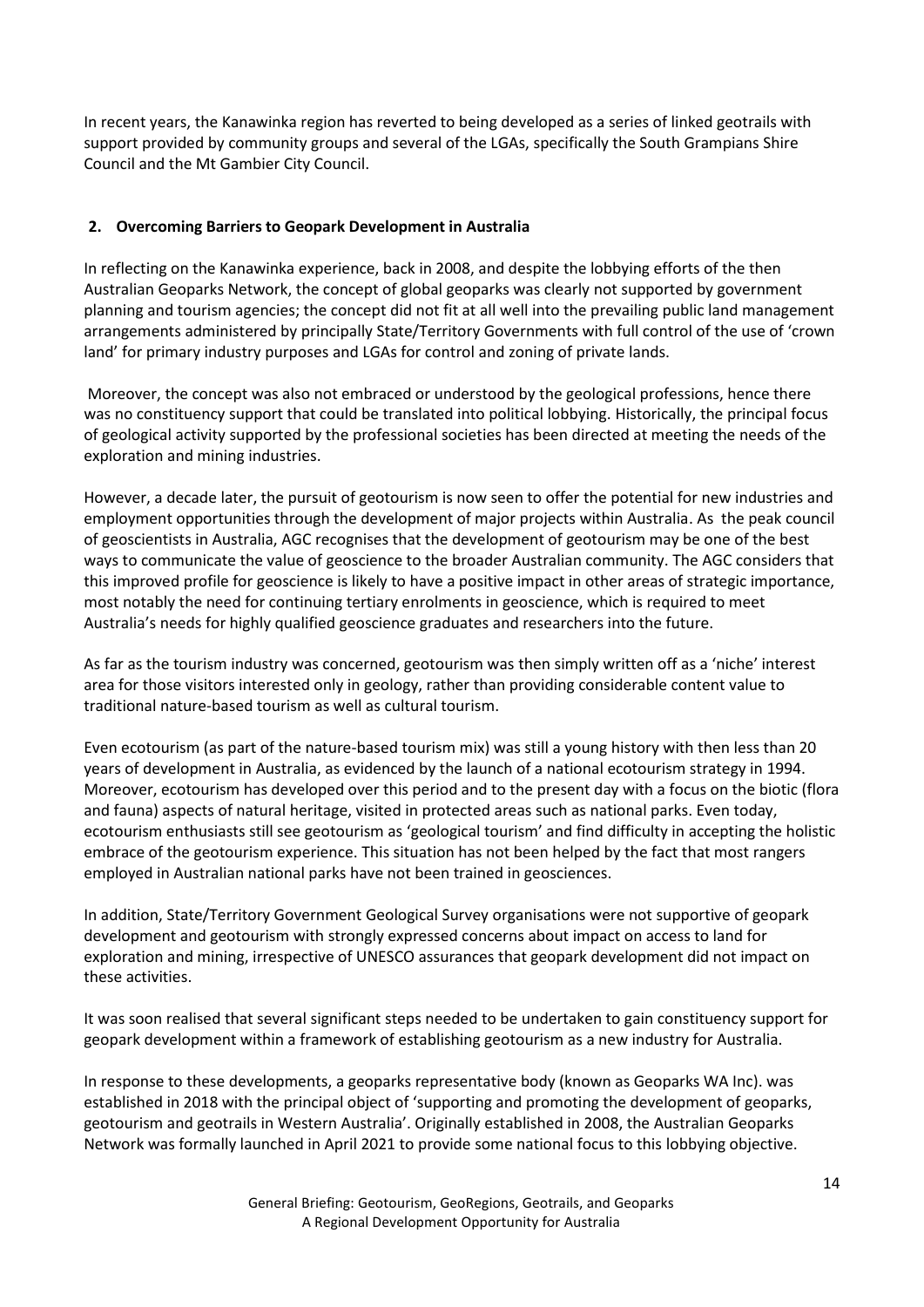In recent years, the Kanawinka region has reverted to being developed as a series of linked geotrails with support provided by community groups and several of the LGAs, specifically the South Grampians Shire Council and the Mt Gambier City Council.

## 2. Overcoming Barriers to Geopark Development in Australia

In reflecting on the Kanawinka experience, back in 2008, and despite the lobbying efforts of the then Australian Geoparks Network, the concept of global geoparks was clearly not supported by government planning and tourism agencies; the concept did not fit at all well into the prevailing public land management arrangements administered by principally State/Territory Governments with full control of the use of 'crown land' for primary industry purposes and LGAs for control and zoning of private lands.

Moreover, the concept was also not embraced or understood by the geological professions, hence there was no constituency support that could be translated into political lobbying. Historically, the principal focus of geological activity supported by the professional societies has been directed at meeting the needs of the exploration and mining industries.

However, a decade later, the pursuit of geotourism is now seen to offer the potential for new industries and employment opportunities through the development of major projects within Australia. As the peak council of geoscientists in Australia, AGC recognises that the development of geotourism may be one of the best ways to communicate the value of geoscience to the broader Australian community. The AGC considers that this improved profile for geoscience is likely to have a positive impact in other areas of strategic importance, most notably the need for continuing tertiary enrolments in geoscience, which is required to meet Australia's needs for highly qualified geoscience graduates and researchers into the future.

As far as the tourism industry was concerned, geotourism was then simply written off as a 'niche' interest area for those visitors interested only in geology, rather than providing considerable content value to traditional nature-based tourism as well as cultural tourism.

Even ecotourism (as part of the nature-based tourism mix) was still a young history with then less than 20 years of development in Australia, as evidenced by the launch of a national ecotourism strategy in 1994. Moreover, ecotourism has developed over this period and to the present day with a focus on the biotic (flora and fauna) aspects of natural heritage, visited in protected areas such as national parks. Even today, ecotourism enthusiasts still see geotourism as 'geological tourism' and find difficulty in accepting the holistic embrace of the geotourism experience. This situation has not been helped by the fact that most rangers employed in Australian national parks have not been trained in geosciences.

In addition, State/Territory Government Geological Survey organisations were not supportive of geopark development and geotourism with strongly expressed concerns about impact on access to land for exploration and mining, irrespective of UNESCO assurances that geopark development did not impact on these activities.

It was soon realised that several significant steps needed to be undertaken to gain constituency support for geopark development within a framework of establishing geotourism as a new industry for Australia.

In response to these developments, a geoparks representative body (known as Geoparks WA Inc). was established in 2018 with the principal object of 'supporting and promoting the development of geoparks, geotourism and geotrails in Western Australia'. Originally established in 2008, the Australian Geoparks Network was formally launched in April 2021 to provide some national focus to this lobbying objective.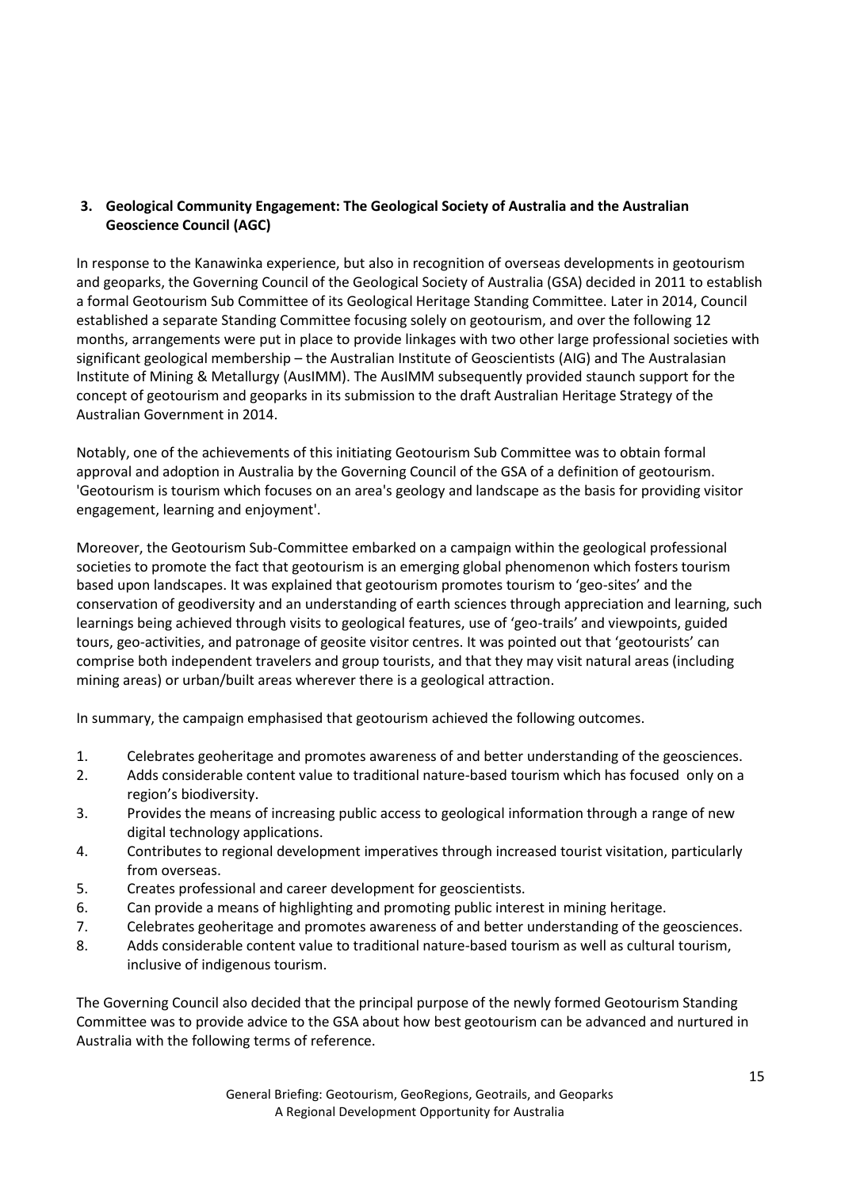## 3. Geological Community Engagement: The Geological Society of Australia and the Australian Geoscience Council (AGC)

In response to the Kanawinka experience, but also in recognition of overseas developments in geotourism and geoparks, the Governing Council of the Geological Society of Australia (GSA) decided in 2011 to establish a formal Geotourism Sub Committee of its Geological Heritage Standing Committee. Later in 2014, Council established a separate Standing Committee focusing solely on geotourism, and over the following 12 months, arrangements were put in place to provide linkages with two other large professional societies with significant geological membership – the Australian Institute of Geoscientists (AIG) and The Australasian Institute of Mining & Metallurgy (AusIMM). The AusIMM subsequently provided staunch support for the concept of geotourism and geoparks in its submission to the draft Australian Heritage Strategy of the Australian Government in 2014.

Notably, one of the achievements of this initiating Geotourism Sub Committee was to obtain formal approval and adoption in Australia by the Governing Council of the GSA of a definition of geotourism. 'Geotourism is tourism which focuses on an area's geology and landscape as the basis for providing visitor engagement, learning and enjoyment'.

Moreover, the Geotourism Sub-Committee embarked on a campaign within the geological professional societies to promote the fact that geotourism is an emerging global phenomenon which fosters tourism based upon landscapes. It was explained that geotourism promotes tourism to 'geo-sites' and the conservation of geodiversity and an understanding of earth sciences through appreciation and learning, such learnings being achieved through visits to geological features, use of 'geo-trails' and viewpoints, guided tours, geo-activities, and patronage of geosite visitor centres. It was pointed out that 'geotourists' can comprise both independent travelers and group tourists, and that they may visit natural areas (including mining areas) or urban/built areas wherever there is a geological attraction.

In summary, the campaign emphasised that geotourism achieved the following outcomes.

1. Celebrates geoheritage and promotes awareness of and better understanding of the geosciences.
2. Adds considerable content value to traditional nature-based tourism which has focused only on a region's biodiversity.
3. Provides the means of increasing public access to geological information through a range of new digital technology applications.
4. Contributes to regional development imperatives through increased tourist visitation, particularly from overseas.
5. Creates professional and career development for geoscientists.
6. Can provide a means of highlighting and promoting public interest in mining heritage.
7. Celebrates geoheritage and promotes awareness of and better understanding of the geosciences.
8. Adds considerable content value to traditional nature-based tourism as well as cultural tourism, inclusive of indigenous tourism.

The Governing Council also decided that the principal purpose of the newly formed Geotourism Standing Committee was to provide advice to the GSA about how best geotourism can be advanced and nurtured in Australia with the following terms of reference.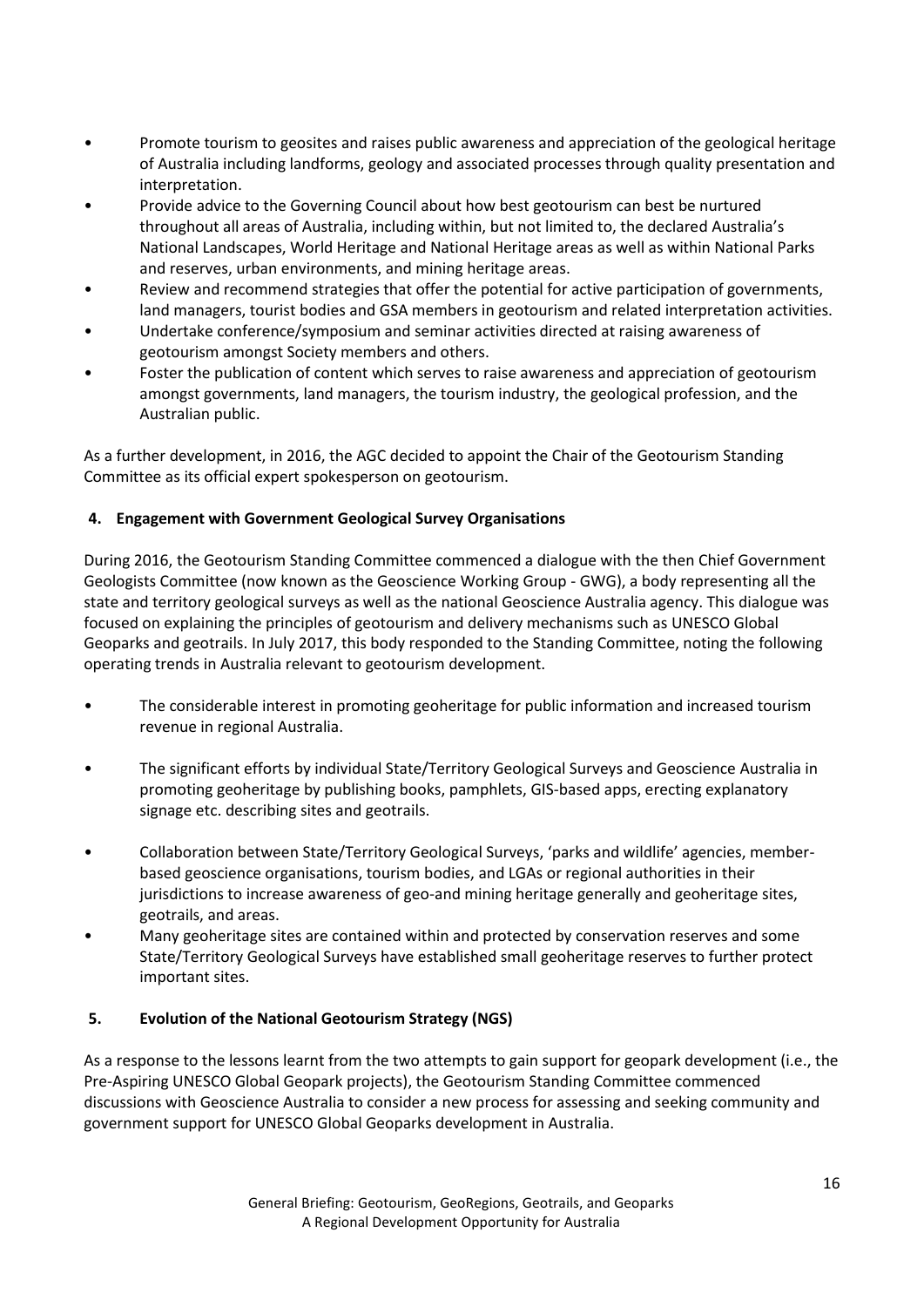- Promote tourism to geosites and raises public awareness and appreciation of the geological heritage of Australia including landforms, geology and associated processes through quality presentation and interpretation.
- Provide advice to the Governing Council about how best geotourism can best be nurtured throughout all areas of Australia, including within, but not limited to, the declared Australia's National Landscapes, World Heritage and National Heritage areas as well as within National Parks and reserves, urban environments, and mining heritage areas.
- Review and recommend strategies that offer the potential for active participation of governments, land managers, tourist bodies and GSA members in geotourism and related interpretation activities.
- Undertake conference/symposium and seminar activities directed at raising awareness of geotourism amongst Society members and others.
- Foster the publication of content which serves to raise awareness and appreciation of geotourism amongst governments, land managers, the tourism industry, the geological profession, and the Australian public.

As a further development, in 2016, the AGC decided to appoint the Chair of the Geotourism Standing Committee as its official expert spokesperson on geotourism.

### 4. Engagement with Government Geological Survey Organisations

During 2016, the Geotourism Standing Committee commenced a dialogue with the then Chief Government Geologists Committee (now known as the Geoscience Working Group - GWG), a body representing all the state and territory geological surveys as well as the national Geoscience Australia agency. This dialogue was focused on explaining the principles of geotourism and delivery mechanisms such as UNESCO Global Geoparks and geotrails. In July 2017, this body responded to the Standing Committee, noting the following operating trends in Australia relevant to geotourism development.

- The considerable interest in promoting geoheritage for public information and increased tourism revenue in regional Australia.
- The significant efforts by individual State/Territory Geological Surveys and Geoscience Australia in promoting geoheritage by publishing books, pamphlets, GIS-based apps, erecting explanatory signage etc. describing sites and geotrails.
- Collaboration between State/Territory Geological Surveys, 'parks and wildlife' agencies, member-based geoscience organisations, tourism bodies, and LGAs or regional authorities in their jurisdictions to increase awareness of geo-and mining heritage generally and geoheritage sites, geotrails, and areas.
- Many geoheritage sites are contained within and protected by conservation reserves and some State/Territory Geological Surveys have established small geoheritage reserves to further protect important sites.

### 5. Evolution of the National Geotourism Strategy (NGS)

As a response to the lessons learnt from the two attempts to gain support for geopark development (i.e., the Pre-Aspiring UNESCO Global Geopark projects), the Geotourism Standing Committee commenced discussions with Geoscience Australia to consider a new process for assessing and seeking community and government support for UNESCO Global Geoparks development in Australia.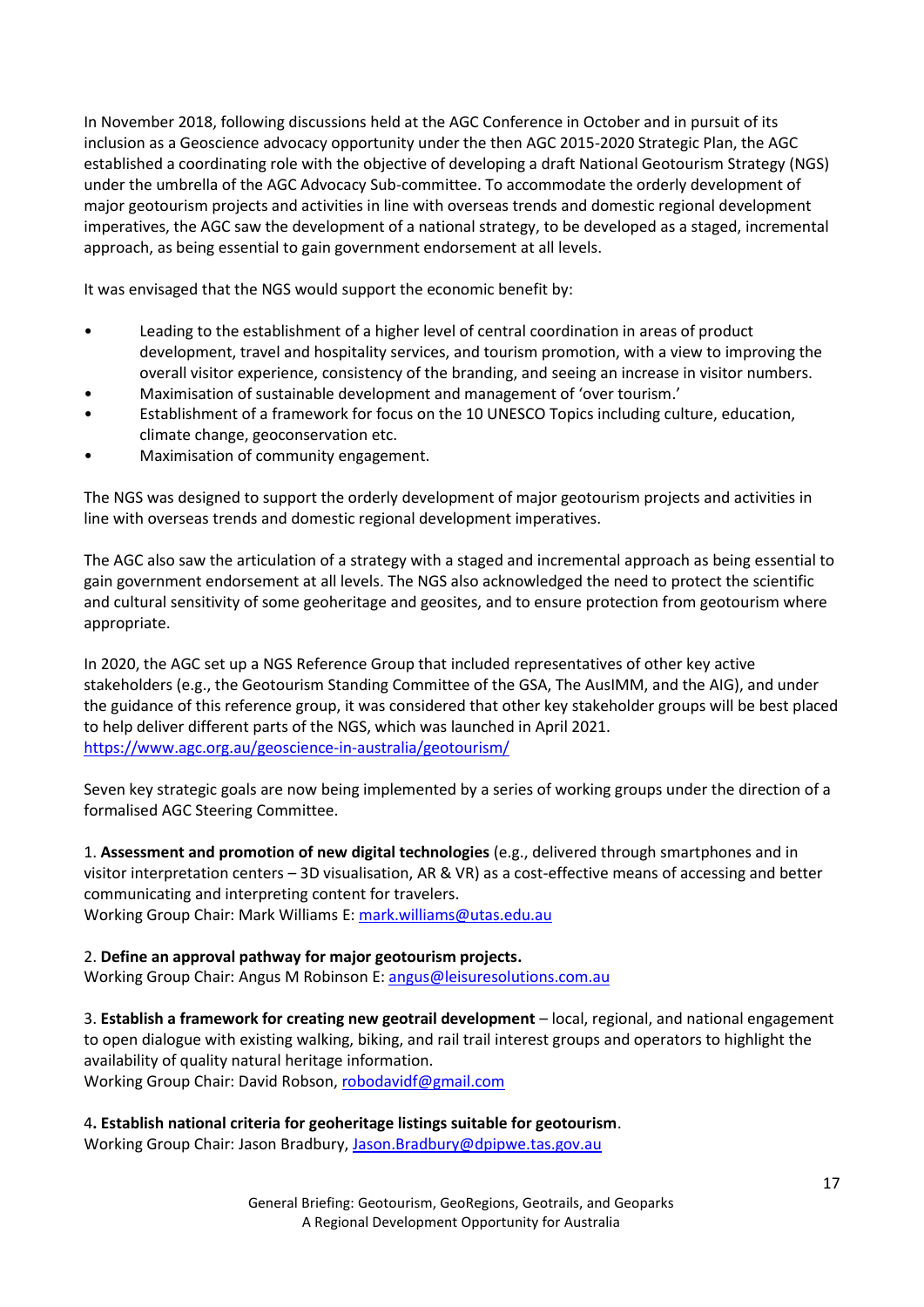In November 2018, following discussions held at the AGC Conference in October and in pursuit of its inclusion as a Geoscience advocacy opportunity under the then AGC 2015-2020 Strategic Plan, the AGC established a coordinating role with the objective of developing a draft National Geotourism Strategy (NGS) under the umbrella of the AGC Advocacy Sub-committee. To accommodate the orderly development of major geotourism projects and activities in line with overseas trends and domestic regional development imperatives, the AGC saw the development of a national strategy, to be developed as a staged, incremental approach, as being essential to gain government endorsement at all levels.

It was envisaged that the NGS would support the economic benefit by:

- Leading to the establishment of a higher level of central coordination in areas of product development, travel and hospitality services, and tourism promotion, with a view to improving the overall visitor experience, consistency of the branding, and seeing an increase in visitor numbers.
- Maximisation of sustainable development and management of 'over tourism.'
- Establishment of a framework for focus on the 10 UNESCO Topics including culture, education, climate change, geoconservation etc.
- Maximisation of community engagement.

The NGS was designed to support the orderly development of major geotourism projects and activities in line with overseas trends and domestic regional development imperatives.

The AGC also saw the articulation of a strategy with a staged and incremental approach as being essential to gain government endorsement at all levels. The NGS also acknowledged the need to protect the scientific and cultural sensitivity of some geoheritage and geosites, and to ensure protection from geotourism where appropriate.

In 2020, the AGC set up a NGS Reference Group that included representatives of other key active stakeholders (e.g., the Geotourism Standing Committee of the GSA, The AusIMM, and the AIG), and under the guidance of this reference group, it was considered that other key stakeholder groups will be best placed to help deliver different parts of the NGS, which was launched in April 2021.
https://www.agc.org.au/geoscience-in-australia/geotourism/

Seven key strategic goals are now being implemented by a series of working groups under the direction of a formalised AGC Steering Committee.

1. **Assessment and promotion of new digital technologies** (e.g., delivered through smartphones and in visitor interpretation centers – 3D visualisation, AR & VR) as a cost-effective means of accessing and better communicating and interpreting content for travelers.
Working Group Chair: Mark Williams E: mark.williams@utas.edu.au

2. **Define an approval pathway for major geotourism projects.**
Working Group Chair: Angus M Robinson E: angus@leisuresolutions.com.au

3. **Establish a framework for creating new geotrail development** – local, regional, and national engagement to open dialogue with existing walking, biking, and rail trail interest groups and operators to highlight the availability of quality natural heritage information.
Working Group Chair: David Robson, robodavidf@gmail.com

4**. Establish national criteria for geoheritage listings suitable for geotourism**.
Working Group Chair: Jason Bradbury, Jason.Bradbury@dpipwe.tas.gov.au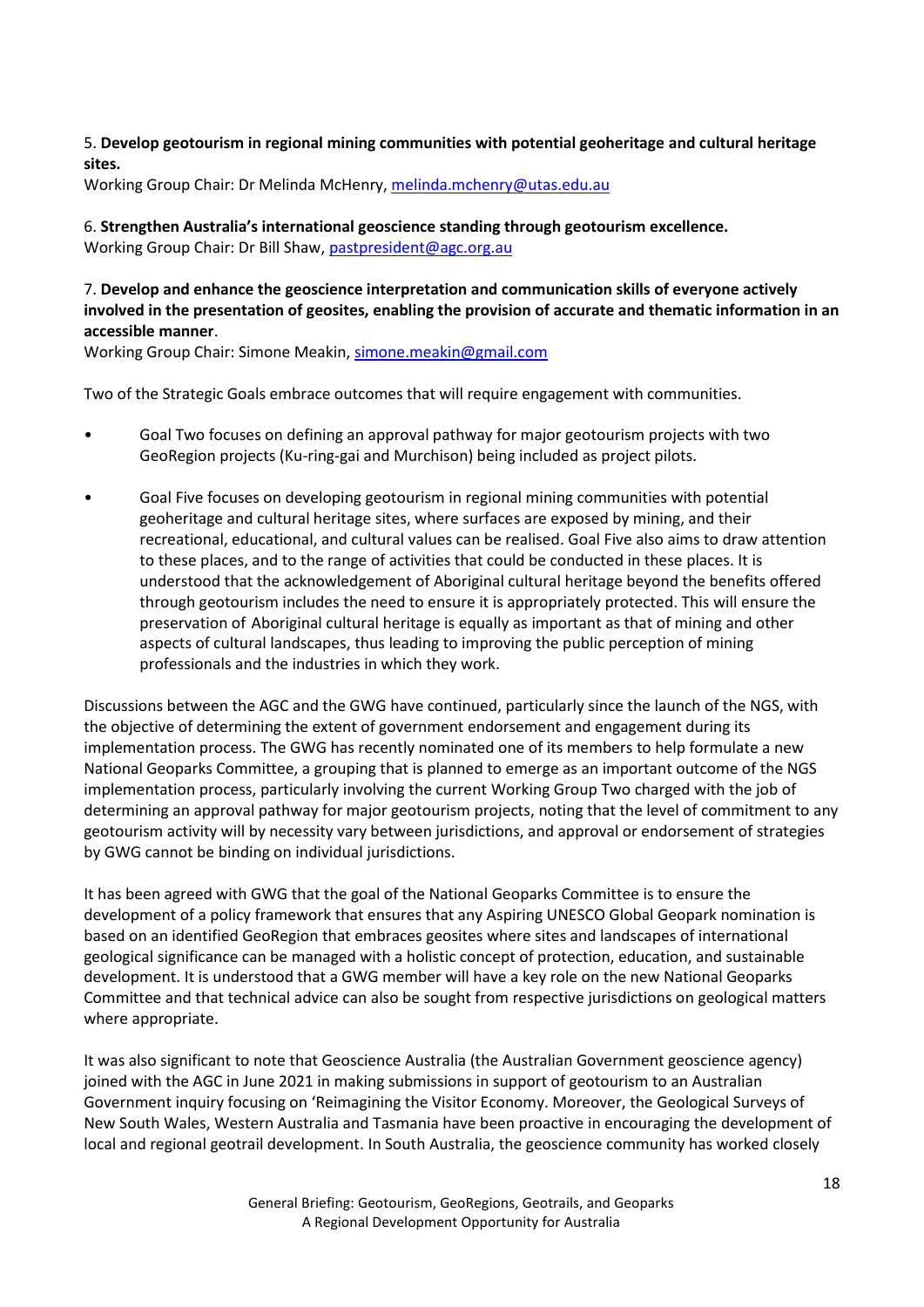5. **Develop geotourism in regional mining communities with potential geoheritage and cultural heritage sites.**
Working Group Chair: Dr Melinda McHenry, melinda.mchenry@utas.edu.au

6. **Strengthen Australia's international geoscience standing through geotourism excellence.**
Working Group Chair: Dr Bill Shaw, pastpresident@agc.org.au

7. **Develop and enhance the geoscience interpretation and communication skills of everyone actively involved in the presentation of geosites, enabling the provision of accurate and thematic information in an accessible manner**.
Working Group Chair: Simone Meakin, simone.meakin@gmail.com

Two of the Strategic Goals embrace outcomes that will require engagement with communities.

- Goal Two focuses on defining an approval pathway for major geotourism projects with two GeoRegion projects (Ku-ring-gai and Murchison) being included as project pilots.

- Goal Five focuses on developing geotourism in regional mining communities with potential geoheritage and cultural heritage sites, where surfaces are exposed by mining, and their recreational, educational, and cultural values can be realised. Goal Five also aims to draw attention to these places, and to the range of activities that could be conducted in these places. It is understood that the acknowledgement of Aboriginal cultural heritage beyond the benefits offered through geotourism includes the need to ensure it is appropriately protected. This will ensure the preservation of Aboriginal cultural heritage is equally as important as that of mining and other aspects of cultural landscapes, thus leading to improving the public perception of mining professionals and the industries in which they work.

Discussions between the AGC and the GWG have continued, particularly since the launch of the NGS, with the objective of determining the extent of government endorsement and engagement during its implementation process. The GWG has recently nominated one of its members to help formulate a new National Geoparks Committee, a grouping that is planned to emerge as an important outcome of the NGS implementation process, particularly involving the current Working Group Two charged with the job of determining an approval pathway for major geotourism projects, noting that the level of commitment to any geotourism activity will by necessity vary between jurisdictions, and approval or endorsement of strategies by GWG cannot be binding on individual jurisdictions.

It has been agreed with GWG that the goal of the National Geoparks Committee is to ensure the development of a policy framework that ensures that any Aspiring UNESCO Global Geopark nomination is based on an identified GeoRegion that embraces geosites where sites and landscapes of international geological significance can be managed with a holistic concept of protection, education, and sustainable development. It is understood that a GWG member will have a key role on the new National Geoparks Committee and that technical advice can also be sought from respective jurisdictions on geological matters where appropriate.

It was also significant to note that Geoscience Australia (the Australian Government geoscience agency) joined with the AGC in June 2021 in making submissions in support of geotourism to an Australian Government inquiry focusing on 'Reimagining the Visitor Economy. Moreover, the Geological Surveys of New South Wales, Western Australia and Tasmania have been proactive in encouraging the development of local and regional geotrail development. In South Australia, the geoscience community has worked closely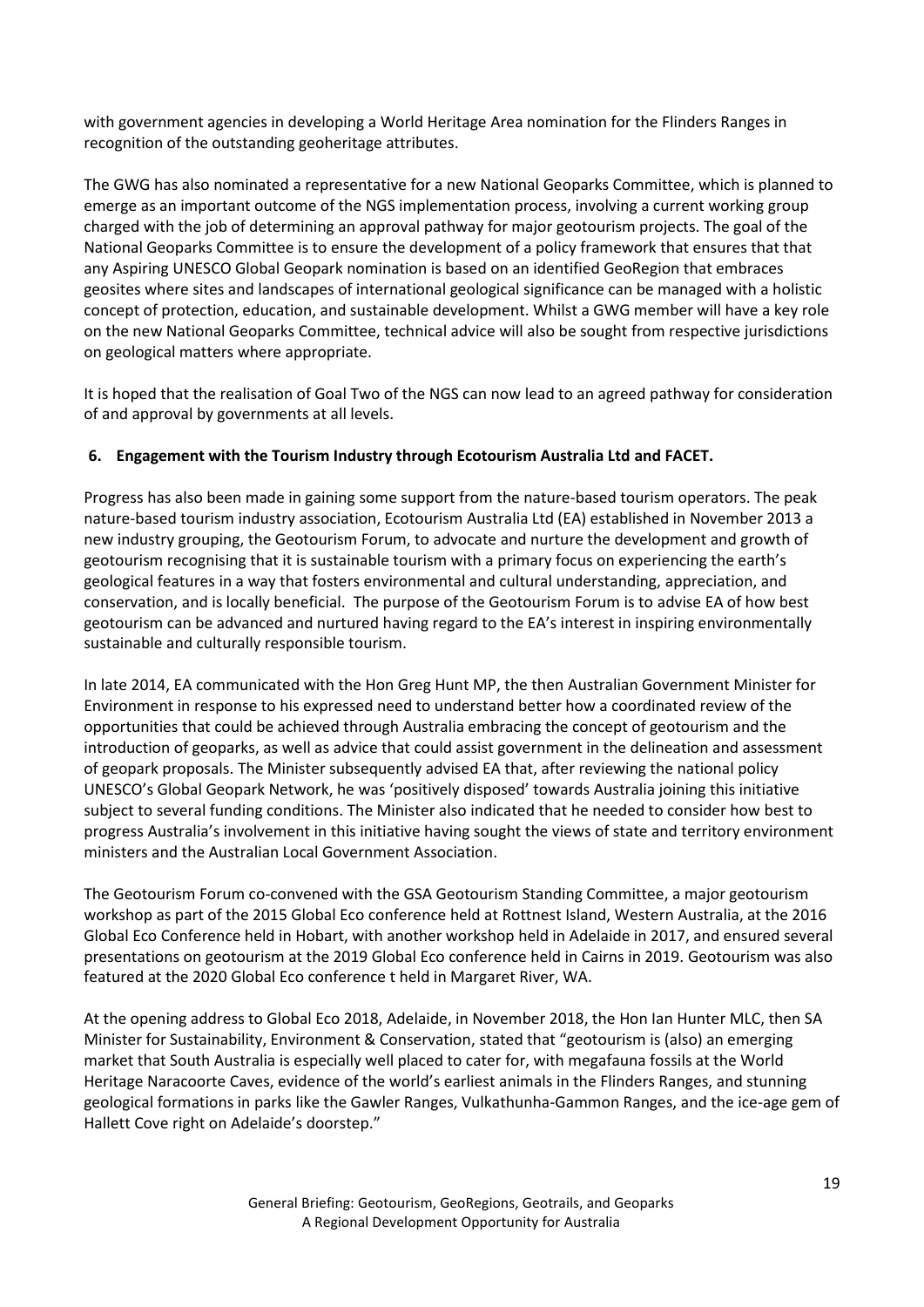with government agencies in developing a World Heritage Area nomination for the Flinders Ranges in recognition of the outstanding geoheritage attributes.

The GWG has also nominated a representative for a new National Geoparks Committee, which is planned to emerge as an important outcome of the NGS implementation process, involving a current working group charged with the job of determining an approval pathway for major geotourism projects. The goal of the National Geoparks Committee is to ensure the development of a policy framework that ensures that that any Aspiring UNESCO Global Geopark nomination is based on an identified GeoRegion that embraces geosites where sites and landscapes of international geological significance can be managed with a holistic concept of protection, education, and sustainable development. Whilst a GWG member will have a key role on the new National Geoparks Committee, technical advice will also be sought from respective jurisdictions on geological matters where appropriate.

It is hoped that the realisation of Goal Two of the NGS can now lead to an agreed pathway for consideration of and approval by governments at all levels.

## 6. Engagement with the Tourism Industry through Ecotourism Australia Ltd and FACET.

Progress has also been made in gaining some support from the nature-based tourism operators. The peak nature-based tourism industry association, Ecotourism Australia Ltd (EA) established in November 2013 a new industry grouping, the Geotourism Forum, to advocate and nurture the development and growth of geotourism recognising that it is sustainable tourism with a primary focus on experiencing the earth's geological features in a way that fosters environmental and cultural understanding, appreciation, and conservation, and is locally beneficial. The purpose of the Geotourism Forum is to advise EA of how best geotourism can be advanced and nurtured having regard to the EA's interest in inspiring environmentally sustainable and culturally responsible tourism.

In late 2014, EA communicated with the Hon Greg Hunt MP, the then Australian Government Minister for Environment in response to his expressed need to understand better how a coordinated review of the opportunities that could be achieved through Australia embracing the concept of geotourism and the introduction of geoparks, as well as advice that could assist government in the delineation and assessment of geopark proposals. The Minister subsequently advised EA that, after reviewing the national policy UNESCO's Global Geopark Network, he was 'positively disposed' towards Australia joining this initiative subject to several funding conditions. The Minister also indicated that he needed to consider how best to progress Australia's involvement in this initiative having sought the views of state and territory environment ministers and the Australian Local Government Association.

The Geotourism Forum co-convened with the GSA Geotourism Standing Committee, a major geotourism workshop as part of the 2015 Global Eco conference held at Rottnest Island, Western Australia, at the 2016 Global Eco Conference held in Hobart, with another workshop held in Adelaide in 2017, and ensured several presentations on geotourism at the 2019 Global Eco conference held in Cairns in 2019. Geotourism was also featured at the 2020 Global Eco conference t held in Margaret River, WA.

At the opening address to Global Eco 2018, Adelaide, in November 2018, the Hon Ian Hunter MLC, then SA Minister for Sustainability, Environment & Conservation, stated that "geotourism is (also) an emerging market that South Australia is especially well placed to cater for, with megafauna fossils at the World Heritage Naracoorte Caves, evidence of the world's earliest animals in the Flinders Ranges, and stunning geological formations in parks like the Gawler Ranges, Vulkathunha-Gammon Ranges, and the ice-age gem of Hallett Cove right on Adelaide's doorstep."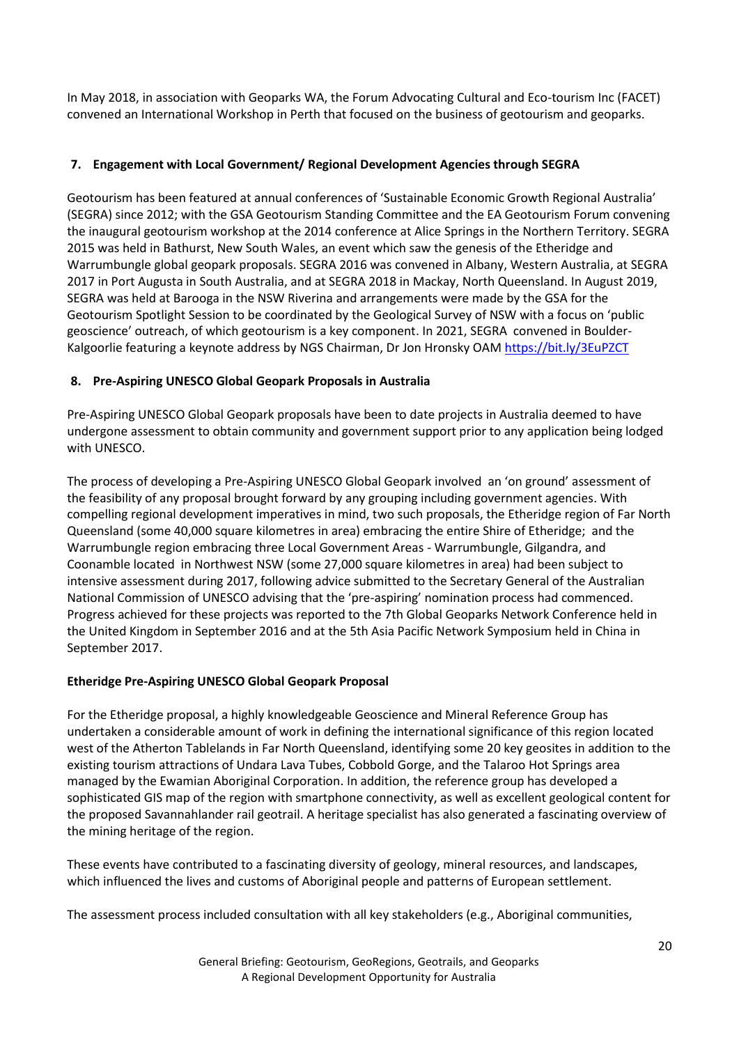In May 2018, in association with Geoparks WA, the Forum Advocating Cultural and Eco-tourism Inc (FACET) convened an International Workshop in Perth that focused on the business of geotourism and geoparks.

## 7. Engagement with Local Government/ Regional Development Agencies through SEGRA

Geotourism has been featured at annual conferences of 'Sustainable Economic Growth Regional Australia' (SEGRA) since 2012; with the GSA Geotourism Standing Committee and the EA Geotourism Forum convening the inaugural geotourism workshop at the 2014 conference at Alice Springs in the Northern Territory. SEGRA 2015 was held in Bathurst, New South Wales, an event which saw the genesis of the Etheridge and Warrumbungle global geopark proposals. SEGRA 2016 was convened in Albany, Western Australia, at SEGRA 2017 in Port Augusta in South Australia, and at SEGRA 2018 in Mackay, North Queensland. In August 2019, SEGRA was held at Barooga in the NSW Riverina and arrangements were made by the GSA for the Geotourism Spotlight Session to be coordinated by the Geological Survey of NSW with a focus on 'public geoscience' outreach, of which geotourism is a key component. In 2021, SEGRA convened in Boulder-Kalgoorlie featuring a keynote address by NGS Chairman, Dr Jon Hronsky OAM https://bit.ly/3EuPZCT

## 8. Pre-Aspiring UNESCO Global Geopark Proposals in Australia

Pre-Aspiring UNESCO Global Geopark proposals have been to date projects in Australia deemed to have undergone assessment to obtain community and government support prior to any application being lodged with UNESCO.

The process of developing a Pre-Aspiring UNESCO Global Geopark involved an 'on ground' assessment of the feasibility of any proposal brought forward by any grouping including government agencies. With compelling regional development imperatives in mind, two such proposals, the Etheridge region of Far North Queensland (some 40,000 square kilometres in area) embracing the entire Shire of Etheridge; and the Warrumbungle region embracing three Local Government Areas - Warrumbungle, Gilgandra, and Coonamble located in Northwest NSW (some 27,000 square kilometres in area) had been subject to intensive assessment during 2017, following advice submitted to the Secretary General of the Australian National Commission of UNESCO advising that the 'pre-aspiring' nomination process had commenced. Progress achieved for these projects was reported to the 7th Global Geoparks Network Conference held in the United Kingdom in September 2016 and at the 5th Asia Pacific Network Symposium held in China in September 2017.

### Etheridge Pre-Aspiring UNESCO Global Geopark Proposal

For the Etheridge proposal, a highly knowledgeable Geoscience and Mineral Reference Group has undertaken a considerable amount of work in defining the international significance of this region located west of the Atherton Tablelands in Far North Queensland, identifying some 20 key geosites in addition to the existing tourism attractions of Undara Lava Tubes, Cobbold Gorge, and the Talaroo Hot Springs area managed by the Ewamian Aboriginal Corporation. In addition, the reference group has developed a sophisticated GIS map of the region with smartphone connectivity, as well as excellent geological content for the proposed Savannahlander rail geotrail. A heritage specialist has also generated a fascinating overview of the mining heritage of the region.

These events have contributed to a fascinating diversity of geology, mineral resources, and landscapes, which influenced the lives and customs of Aboriginal people and patterns of European settlement.

The assessment process included consultation with all key stakeholders (e.g., Aboriginal communities,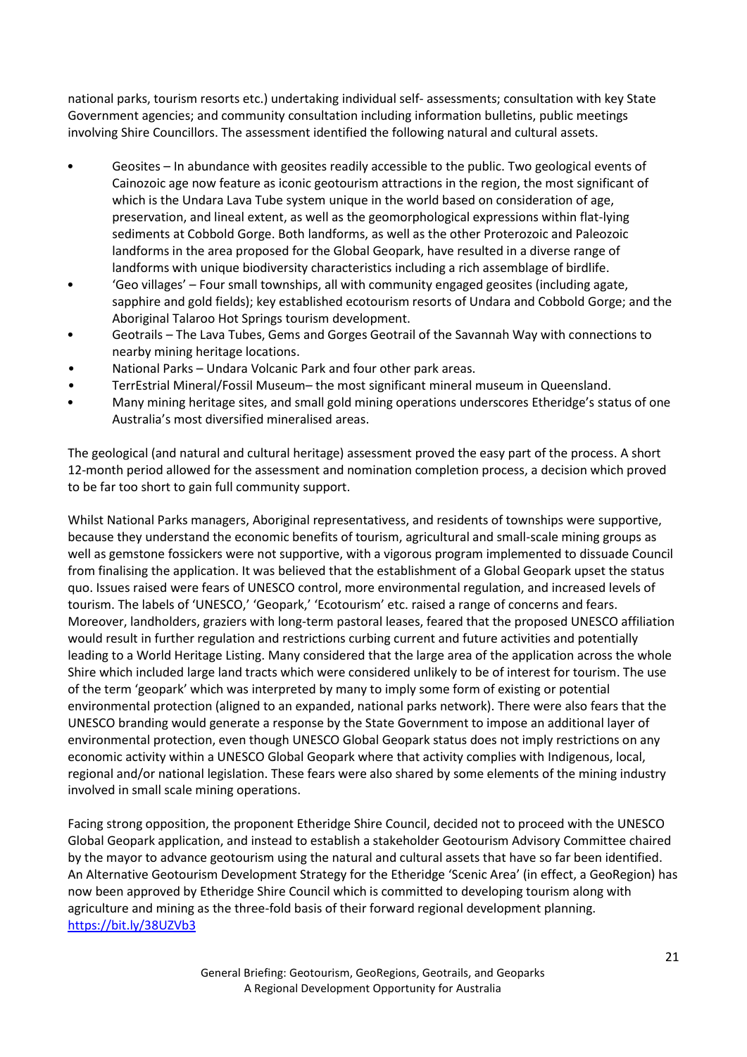national parks, tourism resorts etc.) undertaking individual self- assessments; consultation with key State Government agencies; and community consultation including information bulletins, public meetings involving Shire Councillors. The assessment identified the following natural and cultural assets.

- Geosites – In abundance with geosites readily accessible to the public. Two geological events of Cainozoic age now feature as iconic geotourism attractions in the region, the most significant of which is the Undara Lava Tube system unique in the world based on consideration of age, preservation, and lineal extent, as well as the geomorphological expressions within flat-lying sediments at Cobbold Gorge. Both landforms, as well as the other Proterozoic and Paleozoic landforms in the area proposed for the Global Geopark, have resulted in a diverse range of landforms with unique biodiversity characteristics including a rich assemblage of birdlife.
- 'Geo villages' – Four small townships, all with community engaged geosites (including agate, sapphire and gold fields); key established ecotourism resorts of Undara and Cobbold Gorge; and the Aboriginal Talaroo Hot Springs tourism development.
- Geotrails – The Lava Tubes, Gems and Gorges Geotrail of the Savannah Way with connections to nearby mining heritage locations.
- National Parks – Undara Volcanic Park and four other park areas.
- TerrEstrial Mineral/Fossil Museum– the most significant mineral museum in Queensland.
- Many mining heritage sites, and small gold mining operations underscores Etheridge's status of one Australia's most diversified mineralised areas.

The geological (and natural and cultural heritage) assessment proved the easy part of the process. A short 12-month period allowed for the assessment and nomination completion process, a decision which proved to be far too short to gain full community support.

Whilst National Parks managers, Aboriginal representativess, and residents of townships were supportive, because they understand the economic benefits of tourism, agricultural and small-scale mining groups as well as gemstone fossickers were not supportive, with a vigorous program implemented to dissuade Council from finalising the application. It was believed that the establishment of a Global Geopark upset the status quo. Issues raised were fears of UNESCO control, more environmental regulation, and increased levels of tourism. The labels of 'UNESCO,' 'Geopark,' 'Ecotourism' etc. raised a range of concerns and fears. Moreover, landholders, graziers with long-term pastoral leases, feared that the proposed UNESCO affiliation would result in further regulation and restrictions curbing current and future activities and potentially leading to a World Heritage Listing. Many considered that the large area of the application across the whole Shire which included large land tracts which were considered unlikely to be of interest for tourism. The use of the term 'geopark' which was interpreted by many to imply some form of existing or potential environmental protection (aligned to an expanded, national parks network). There were also fears that the UNESCO branding would generate a response by the State Government to impose an additional layer of environmental protection, even though UNESCO Global Geopark status does not imply restrictions on any economic activity within a UNESCO Global Geopark where that activity complies with Indigenous, local, regional and/or national legislation. These fears were also shared by some elements of the mining industry involved in small scale mining operations.

Facing strong opposition, the proponent Etheridge Shire Council, decided not to proceed with the UNESCO Global Geopark application, and instead to establish a stakeholder Geotourism Advisory Committee chaired by the mayor to advance geotourism using the natural and cultural assets that have so far been identified. An Alternative Geotourism Development Strategy for the Etheridge 'Scenic Area' (in effect, a GeoRegion) has now been approved by Etheridge Shire Council which is committed to developing tourism along with agriculture and mining as the three-fold basis of their forward regional development planning. https://bit.ly/38UZVb3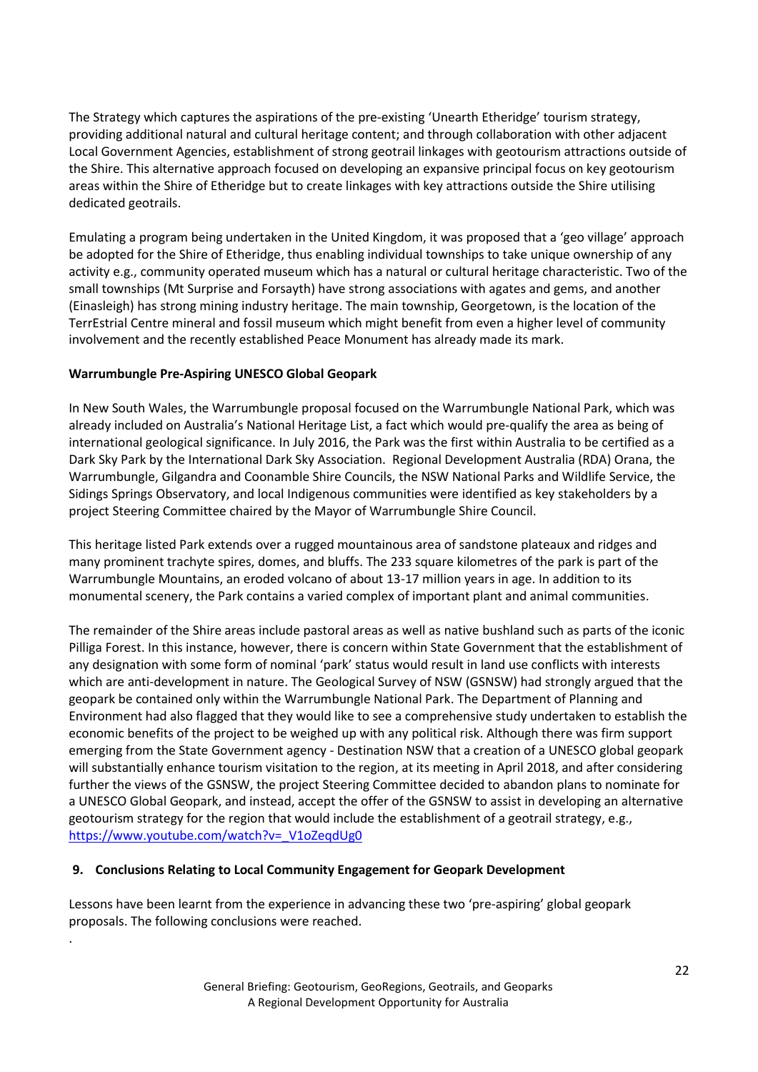The Strategy which captures the aspirations of the pre-existing 'Unearth Etheridge' tourism strategy, providing additional natural and cultural heritage content; and through collaboration with other adjacent Local Government Agencies, establishment of strong geotrail linkages with geotourism attractions outside of the Shire. This alternative approach focused on developing an expansive principal focus on key geotourism areas within the Shire of Etheridge but to create linkages with key attractions outside the Shire utilising dedicated geotrails.

Emulating a program being undertaken in the United Kingdom, it was proposed that a 'geo village' approach be adopted for the Shire of Etheridge, thus enabling individual townships to take unique ownership of any activity e.g., community operated museum which has a natural or cultural heritage characteristic. Two of the small townships (Mt Surprise and Forsayth) have strong associations with agates and gems, and another (Einasleigh) has strong mining industry heritage. The main township, Georgetown, is the location of the TerrEstrial Centre mineral and fossil museum which might benefit from even a higher level of community involvement and the recently established Peace Monument has already made its mark.

**Warrumbungle Pre-Aspiring UNESCO Global Geopark**

In New South Wales, the Warrumbungle proposal focused on the Warrumbungle National Park, which was already included on Australia's National Heritage List, a fact which would pre-qualify the area as being of international geological significance. In July 2016, the Park was the first within Australia to be certified as a Dark Sky Park by the International Dark Sky Association. Regional Development Australia (RDA) Orana, the Warrumbungle, Gilgandra and Coonamble Shire Councils, the NSW National Parks and Wildlife Service, the Sidings Springs Observatory, and local Indigenous communities were identified as key stakeholders by a project Steering Committee chaired by the Mayor of Warrumbungle Shire Council.

This heritage listed Park extends over a rugged mountainous area of sandstone plateaux and ridges and many prominent trachyte spires, domes, and bluffs. The 233 square kilometres of the park is part of the Warrumbungle Mountains, an eroded volcano of about 13-17 million years in age. In addition to its monumental scenery, the Park contains a varied complex of important plant and animal communities.

The remainder of the Shire areas include pastoral areas as well as native bushland such as parts of the iconic Pilliga Forest. In this instance, however, there is concern within State Government that the establishment of any designation with some form of nominal 'park' status would result in land use conflicts with interests which are anti-development in nature. The Geological Survey of NSW (GSNSW) had strongly argued that the geopark be contained only within the Warrumbungle National Park. The Department of Planning and Environment had also flagged that they would like to see a comprehensive study undertaken to establish the economic benefits of the project to be weighed up with any political risk. Although there was firm support emerging from the State Government agency - Destination NSW that a creation of a UNESCO global geopark will substantially enhance tourism visitation to the region, at its meeting in April 2018, and after considering further the views of the GSNSW, the project Steering Committee decided to abandon plans to nominate for a UNESCO Global Geopark, and instead, accept the offer of the GSNSW to assist in developing an alternative geotourism strategy for the region that would include the establishment of a geotrail strategy, e.g., https://www.youtube.com/watch?v=_V1oZeqdUg0

## 9. Conclusions Relating to Local Community Engagement for Geopark Development

Lessons have been learnt from the experience in advancing these two 'pre-aspiring' global geopark proposals. The following conclusions were reached.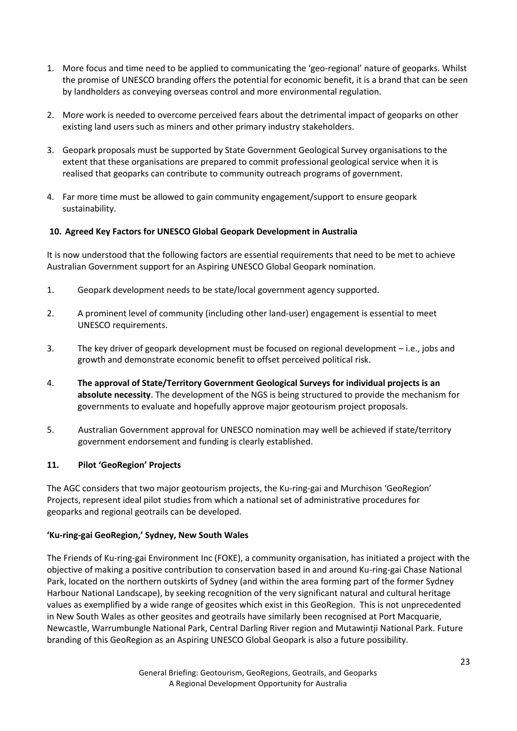1. More focus and time need to be applied to communicating the 'geo-regional' nature of geoparks. Whilst the promise of UNESCO branding offers the potential for economic benefit, it is a brand that can be seen by landholders as conveying overseas control and more environmental regulation.

2. More work is needed to overcome perceived fears about the detrimental impact of geoparks on other existing land users such as miners and other primary industry stakeholders.

3. Geopark proposals must be supported by State Government Geological Survey organisations to the extent that these organisations are prepared to commit professional geological service when it is realised that geoparks can contribute to community outreach programs of government.

4. Far more time must be allowed to gain community engagement/support to ensure geopark sustainability.

## 10. Agreed Key Factors for UNESCO Global Geopark Development in Australia

It is now understood that the following factors are essential requirements that need to be met to achieve Australian Government support for an Aspiring UNESCO Global Geopark nomination.

1. Geopark development needs to be state/local government agency supported.

2. A prominent level of community (including other land-user) engagement is essential to meet UNESCO requirements.

3. The key driver of geopark development must be focused on regional development – i.e., jobs and growth and demonstrate economic benefit to offset perceived political risk.

4. **The approval of State/Territory Government Geological Surveys for individual projects is an absolute necessity**. The development of the NGS is being structured to provide the mechanism for governments to evaluate and hopefully approve major geotourism project proposals.

5. Australian Government approval for UNESCO nomination may well be achieved if state/territory government endorsement and funding is clearly established.

## 11. Pilot 'GeoRegion' Projects

The AGC considers that two major geotourism projects, the Ku-ring-gai and Murchison 'GeoRegion' Projects, represent ideal pilot studies from which a national set of administrative procedures for geoparks and regional geotrails can be developed.

### 'Ku-ring-gai GeoRegion,' Sydney, New South Wales

The Friends of Ku-ring-gai Environment Inc (FOKE), a community organisation, has initiated a project with the objective of making a positive contribution to conservation based in and around Ku-ring-gai Chase National Park, located on the northern outskirts of Sydney (and within the area forming part of the former Sydney Harbour National Landscape), by seeking recognition of the very significant natural and cultural heritage values as exemplified by a wide range of geosites which exist in this GeoRegion. This is not unprecedented in New South Wales as other geosites and geotrails have similarly been recognised at Port Macquarie, Newcastle, Warrumbungle National Park, Central Darling River region and Mutawintji National Park. Future branding of this GeoRegion as an Aspiring UNESCO Global Geopark is also a future possibility.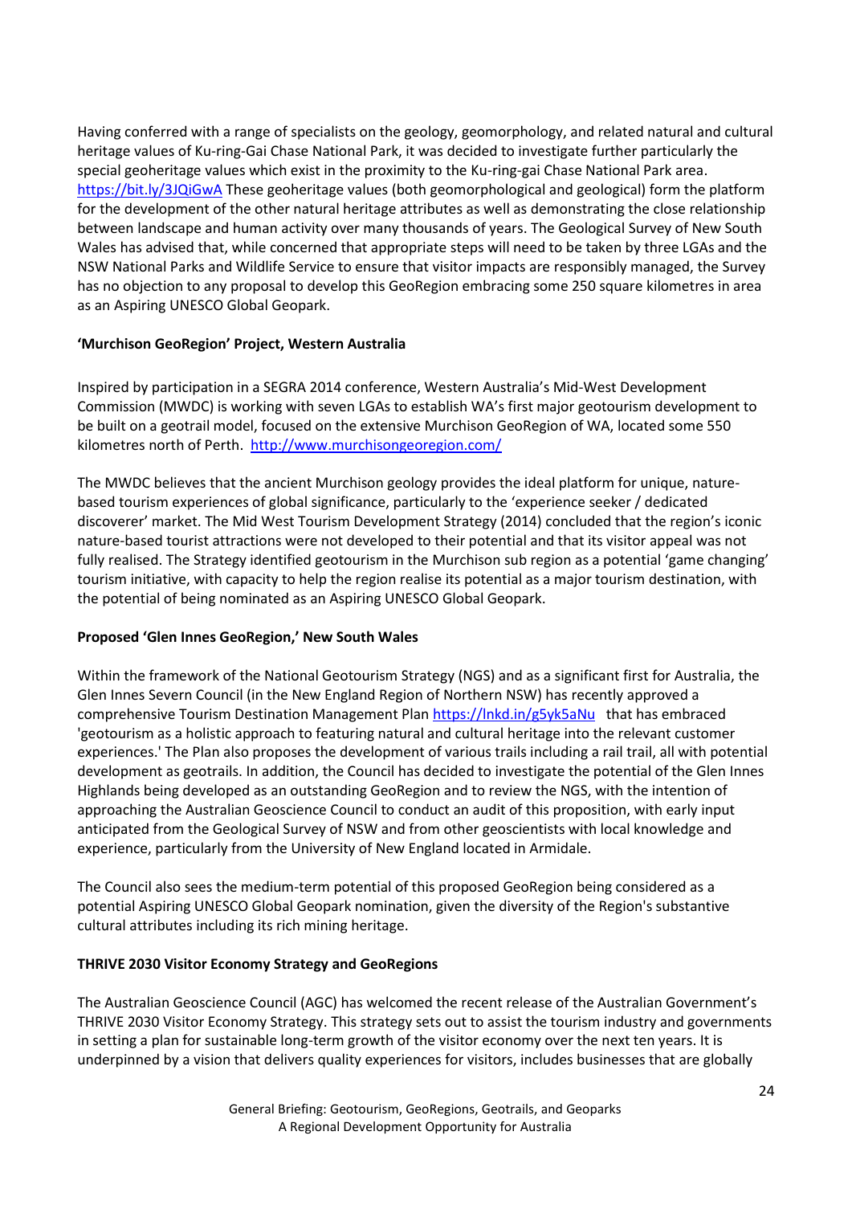Having conferred with a range of specialists on the geology, geomorphology, and related natural and cultural heritage values of Ku-ring-Gai Chase National Park, it was decided to investigate further particularly the special geoheritage values which exist in the proximity to the Ku-ring-gai Chase National Park area. https://bit.ly/3JQiGwA These geoheritage values (both geomorphological and geological) form the platform for the development of the other natural heritage attributes as well as demonstrating the close relationship between landscape and human activity over many thousands of years. The Geological Survey of New South Wales has advised that, while concerned that appropriate steps will need to be taken by three LGAs and the NSW National Parks and Wildlife Service to ensure that visitor impacts are responsibly managed, the Survey has no objection to any proposal to develop this GeoRegion embracing some 250 square kilometres in area as an Aspiring UNESCO Global Geopark.

**'Murchison GeoRegion' Project, Western Australia**

Inspired by participation in a SEGRA 2014 conference, Western Australia's Mid-West Development Commission (MWDC) is working with seven LGAs to establish WA's first major geotourism development to be built on a geotrail model, focused on the extensive Murchison GeoRegion of WA, located some 550 kilometres north of Perth. http://www.murchisongeoregion.com/

The MWDC believes that the ancient Murchison geology provides the ideal platform for unique, nature-based tourism experiences of global significance, particularly to the 'experience seeker / dedicated discoverer' market. The Mid West Tourism Development Strategy (2014) concluded that the region's iconic nature-based tourist attractions were not developed to their potential and that its visitor appeal was not fully realised. The Strategy identified geotourism in the Murchison sub region as a potential 'game changing' tourism initiative, with capacity to help the region realise its potential as a major tourism destination, with the potential of being nominated as an Aspiring UNESCO Global Geopark.

**Proposed 'Glen Innes GeoRegion,' New South Wales**

Within the framework of the National Geotourism Strategy (NGS) and as a significant first for Australia, the Glen Innes Severn Council (in the New England Region of Northern NSW) has recently approved a comprehensive Tourism Destination Management Plan https://lnkd.in/g5yk5aNu that has embraced 'geotourism as a holistic approach to featuring natural and cultural heritage into the relevant customer experiences.' The Plan also proposes the development of various trails including a rail trail, all with potential development as geotrails. In addition, the Council has decided to investigate the potential of the Glen Innes Highlands being developed as an outstanding GeoRegion and to review the NGS, with the intention of approaching the Australian Geoscience Council to conduct an audit of this proposition, with early input anticipated from the Geological Survey of NSW and from other geoscientists with local knowledge and experience, particularly from the University of New England located in Armidale.

The Council also sees the medium-term potential of this proposed GeoRegion being considered as a potential Aspiring UNESCO Global Geopark nomination, given the diversity of the Region's substantive cultural attributes including its rich mining heritage.

**THRIVE 2030 Visitor Economy Strategy and GeoRegions**

The Australian Geoscience Council (AGC) has welcomed the recent release of the Australian Government's THRIVE 2030 Visitor Economy Strategy. This strategy sets out to assist the tourism industry and governments in setting a plan for sustainable long-term growth of the visitor economy over the next ten years. It is underpinned by a vision that delivers quality experiences for visitors, includes businesses that are globally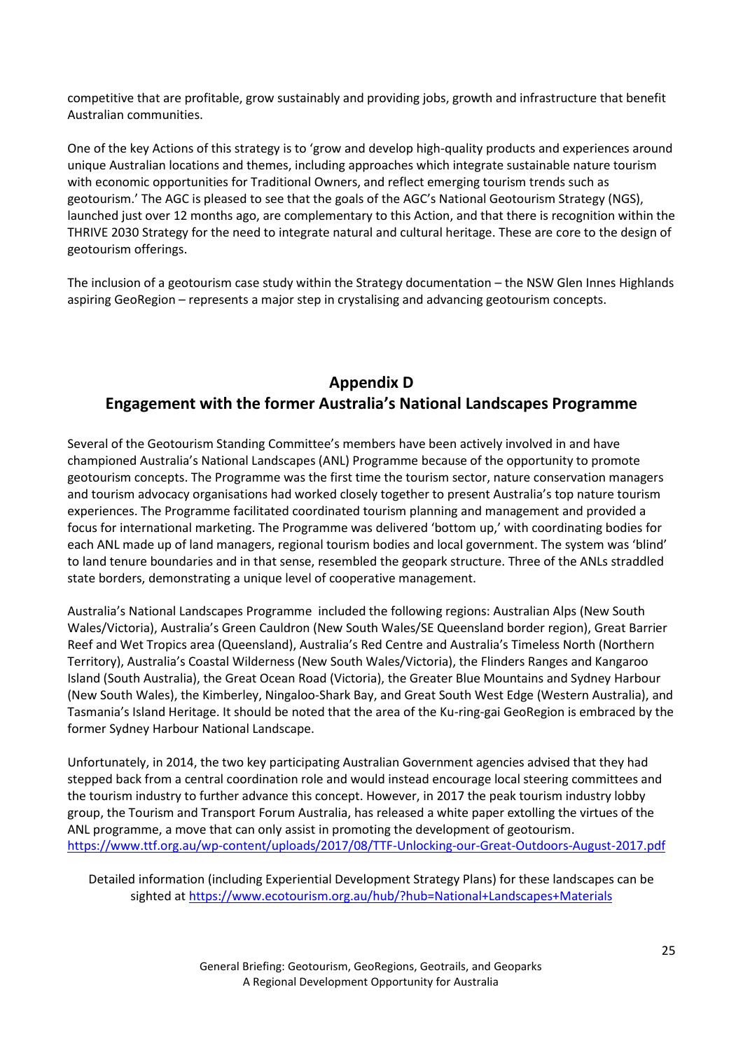competitive that are profitable, grow sustainably and providing jobs, growth and infrastructure that benefit Australian communities.

One of the key Actions of this strategy is to 'grow and develop high-quality products and experiences around unique Australian locations and themes, including approaches which integrate sustainable nature tourism with economic opportunities for Traditional Owners, and reflect emerging tourism trends such as geotourism.' The AGC is pleased to see that the goals of the AGC's National Geotourism Strategy (NGS), launched just over 12 months ago, are complementary to this Action, and that there is recognition within the THRIVE 2030 Strategy for the need to integrate natural and cultural heritage. These are core to the design of geotourism offerings.

The inclusion of a geotourism case study within the Strategy documentation – the NSW Glen Innes Highlands aspiring GeoRegion – represents a major step in crystalising and advancing geotourism concepts.

## Appendix D
## Engagement with the former Australia's National Landscapes Programme

Several of the Geotourism Standing Committee's members have been actively involved in and have championed Australia's National Landscapes (ANL) Programme because of the opportunity to promote geotourism concepts. The Programme was the first time the tourism sector, nature conservation managers and tourism advocacy organisations had worked closely together to present Australia's top nature tourism experiences. The Programme facilitated coordinated tourism planning and management and provided a focus for international marketing. The Programme was delivered 'bottom up,' with coordinating bodies for each ANL made up of land managers, regional tourism bodies and local government. The system was 'blind' to land tenure boundaries and in that sense, resembled the geopark structure. Three of the ANLs straddled state borders, demonstrating a unique level of cooperative management.

Australia's National Landscapes Programme included the following regions: Australian Alps (New South Wales/Victoria), Australia's Green Cauldron (New South Wales/SE Queensland border region), Great Barrier Reef and Wet Tropics area (Queensland), Australia's Red Centre and Australia's Timeless North (Northern Territory), Australia's Coastal Wilderness (New South Wales/Victoria), the Flinders Ranges and Kangaroo Island (South Australia), the Great Ocean Road (Victoria), the Greater Blue Mountains and Sydney Harbour (New South Wales), the Kimberley, Ningaloo-Shark Bay, and Great South West Edge (Western Australia), and Tasmania's Island Heritage. It should be noted that the area of the Ku-ring-gai GeoRegion is embraced by the former Sydney Harbour National Landscape.

Unfortunately, in 2014, the two key participating Australian Government agencies advised that they had stepped back from a central coordination role and would instead encourage local steering committees and the tourism industry to further advance this concept. However, in 2017 the peak tourism industry lobby group, the Tourism and Transport Forum Australia, has released a white paper extolling the virtues of the ANL programme, a move that can only assist in promoting the development of geotourism. https://www.ttf.org.au/wp-content/uploads/2017/08/TTF-Unlocking-our-Great-Outdoors-August-2017.pdf

Detailed information (including Experiential Development Strategy Plans) for these landscapes can be sighted at https://www.ecotourism.org.au/hub/?hub=National+Landscapes+Materials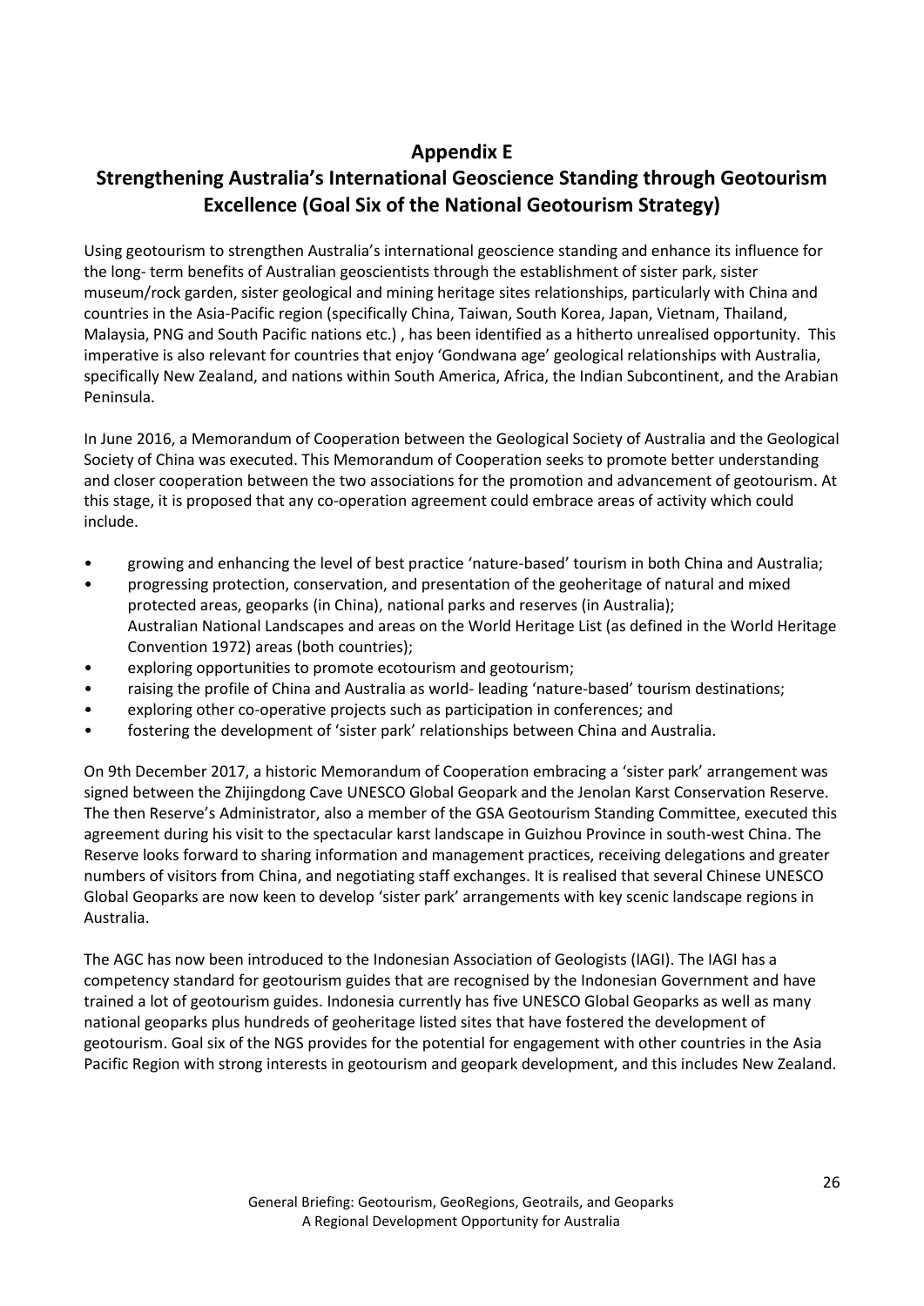## Appendix E

## Strengthening Australia's International Geoscience Standing through Geotourism Excellence (Goal Six of the National Geotourism Strategy)

Using geotourism to strengthen Australia's international geoscience standing and enhance its influence for the long- term benefits of Australian geoscientists through the establishment of sister park, sister museum/rock garden, sister geological and mining heritage sites relationships, particularly with China and countries in the Asia-Pacific region (specifically China, Taiwan, South Korea, Japan, Vietnam, Thailand, Malaysia, PNG and South Pacific nations etc.) , has been identified as a hitherto unrealised opportunity. This imperative is also relevant for countries that enjoy 'Gondwana age' geological relationships with Australia, specifically New Zealand, and nations within South America, Africa, the Indian Subcontinent, and the Arabian Peninsula.

In June 2016, a Memorandum of Cooperation between the Geological Society of Australia and the Geological Society of China was executed. This Memorandum of Cooperation seeks to promote better understanding and closer cooperation between the two associations for the promotion and advancement of geotourism. At this stage, it is proposed that any co-operation agreement could embrace areas of activity which could include.

- growing and enhancing the level of best practice 'nature-based' tourism in both China and Australia;
- progressing protection, conservation, and presentation of the geoheritage of natural and mixed protected areas, geoparks (in China), national parks and reserves (in Australia); Australian National Landscapes and areas on the World Heritage List (as defined in the World Heritage Convention 1972) areas (both countries);
- exploring opportunities to promote ecotourism and geotourism;
- raising the profile of China and Australia as world- leading 'nature-based' tourism destinations;
- exploring other co-operative projects such as participation in conferences; and
- fostering the development of 'sister park' relationships between China and Australia.

On 9th December 2017, a historic Memorandum of Cooperation embracing a 'sister park' arrangement was signed between the Zhijingdong Cave UNESCO Global Geopark and the Jenolan Karst Conservation Reserve. The then Reserve's Administrator, also a member of the GSA Geotourism Standing Committee, executed this agreement during his visit to the spectacular karst landscape in Guizhou Province in south-west China. The Reserve looks forward to sharing information and management practices, receiving delegations and greater numbers of visitors from China, and negotiating staff exchanges. It is realised that several Chinese UNESCO Global Geoparks are now keen to develop 'sister park' arrangements with key scenic landscape regions in Australia.

The AGC has now been introduced to the Indonesian Association of Geologists (IAGI). The IAGI has a competency standard for geotourism guides that are recognised by the Indonesian Government and have trained a lot of geotourism guides. Indonesia currently has five UNESCO Global Geoparks as well as many national geoparks plus hundreds of geoheritage listed sites that have fostered the development of geotourism. Goal six of the NGS provides for the potential for engagement with other countries in the Asia Pacific Region with strong interests in geotourism and geopark development, and this includes New Zealand.